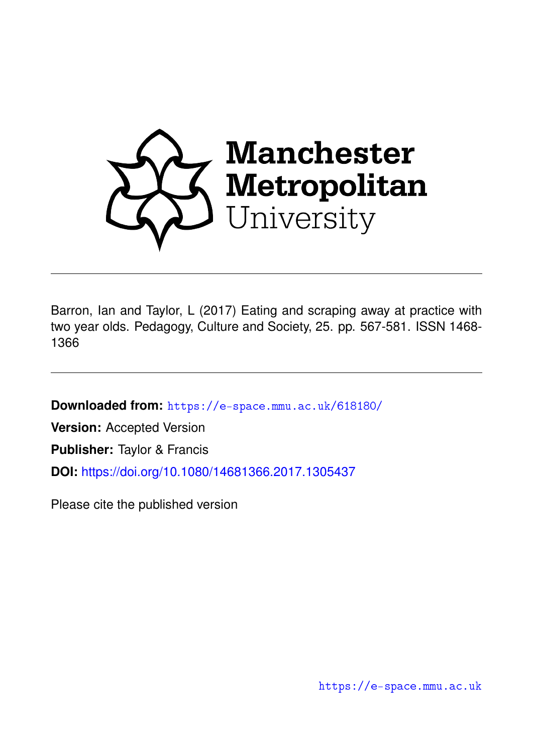Manchester Metropolitan University

Barron, Ian and Taylor, L (2017) Eating and scraping away at practice with two year olds. Pedagogy, Culture and Society, 25. pp. 567-581. ISSN 1468-1366

**Downloaded from:** https://e-space.mmu.ac.uk/618180/

**Version:** Accepted Version

**Publisher:** Taylor & Francis

**DOI:** https://doi.org/10.1080/14681366.2017.1305437

Please cite the published version

https://e-space.mmu.ac.uk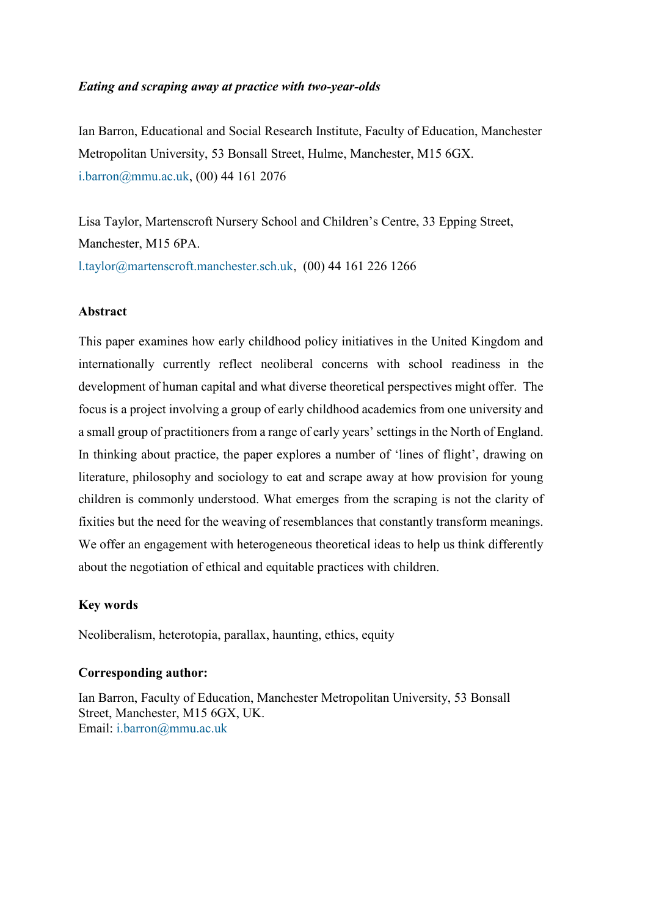*Eating and scraping away at practice with two-year-olds*

Ian Barron, Educational and Social Research Institute, Faculty of Education, Manchester Metropolitan University, 53 Bonsall Street, Hulme, Manchester, M15 6GX. i.barron@mmu.ac.uk, (00) 44 161 2076

Lisa Taylor, Martenscroft Nursery School and Children's Centre, 33 Epping Street, Manchester, M15 6PA.
l.taylor@martenscroft.manchester.sch.uk, (00) 44 161 226 1266

**Abstract**

This paper examines how early childhood policy initiatives in the United Kingdom and internationally currently reflect neoliberal concerns with school readiness in the development of human capital and what diverse theoretical perspectives might offer. The focus is a project involving a group of early childhood academics from one university and a small group of practitioners from a range of early years' settings in the North of England. In thinking about practice, the paper explores a number of 'lines of flight', drawing on literature, philosophy and sociology to eat and scrape away at how provision for young children is commonly understood. What emerges from the scraping is not the clarity of fixities but the need for the weaving of resemblances that constantly transform meanings. We offer an engagement with heterogeneous theoretical ideas to help us think differently about the negotiation of ethical and equitable practices with children.

**Key words**

Neoliberalism, heterotopia, parallax, haunting, ethics, equity

**Corresponding author:**

Ian Barron, Faculty of Education, Manchester Metropolitan University, 53 Bonsall Street, Manchester, M15 6GX, UK.
Email: i.barron@mmu.ac.uk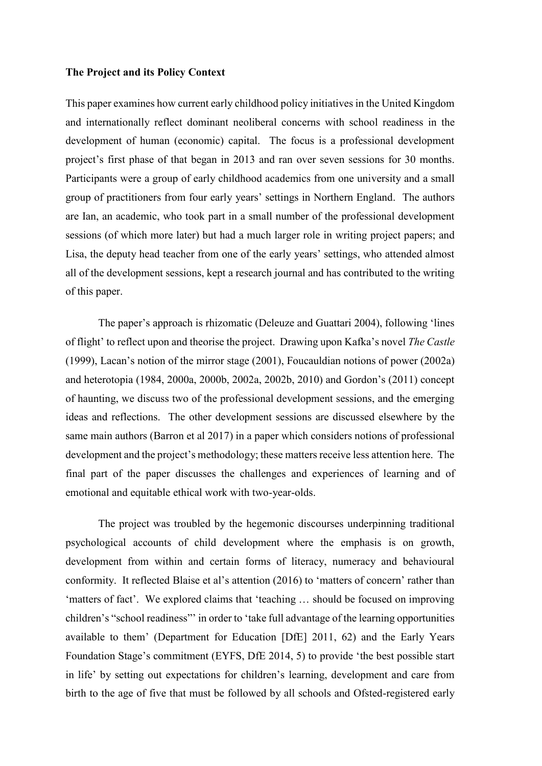**The Project and its Policy Context**

This paper examines how current early childhood policy initiatives in the United Kingdom and internationally reflect dominant neoliberal concerns with school readiness in the development of human (economic) capital. The focus is a professional development project's first phase of that began in 2013 and ran over seven sessions for 30 months. Participants were a group of early childhood academics from one university and a small group of practitioners from four early years' settings in Northern England. The authors are Ian, an academic, who took part in a small number of the professional development sessions (of which more later) but had a much larger role in writing project papers; and Lisa, the deputy head teacher from one of the early years' settings, who attended almost all of the development sessions, kept a research journal and has contributed to the writing of this paper.

The paper's approach is rhizomatic (Deleuze and Guattari 2004), following 'lines of flight' to reflect upon and theorise the project. Drawing upon Kafka's novel *The Castle* (1999), Lacan's notion of the mirror stage (2001), Foucauldian notions of power (2002a) and heterotopia (1984, 2000a, 2000b, 2002a, 2002b, 2010) and Gordon's (2011) concept of haunting, we discuss two of the professional development sessions, and the emerging ideas and reflections. The other development sessions are discussed elsewhere by the same main authors (Barron et al 2017) in a paper which considers notions of professional development and the project's methodology; these matters receive less attention here. The final part of the paper discusses the challenges and experiences of learning and of emotional and equitable ethical work with two-year-olds.

The project was troubled by the hegemonic discourses underpinning traditional psychological accounts of child development where the emphasis is on growth, development from within and certain forms of literacy, numeracy and behavioural conformity. It reflected Blaise et al's attention (2016) to 'matters of concern' rather than 'matters of fact'. We explored claims that 'teaching … should be focused on improving children's "school readiness"' in order to 'take full advantage of the learning opportunities available to them' (Department for Education [DfE] 2011, 62) and the Early Years Foundation Stage's commitment (EYFS, DfE 2014, 5) to provide 'the best possible start in life' by setting out expectations for children's learning, development and care from birth to the age of five that must be followed by all schools and Ofsted-registered early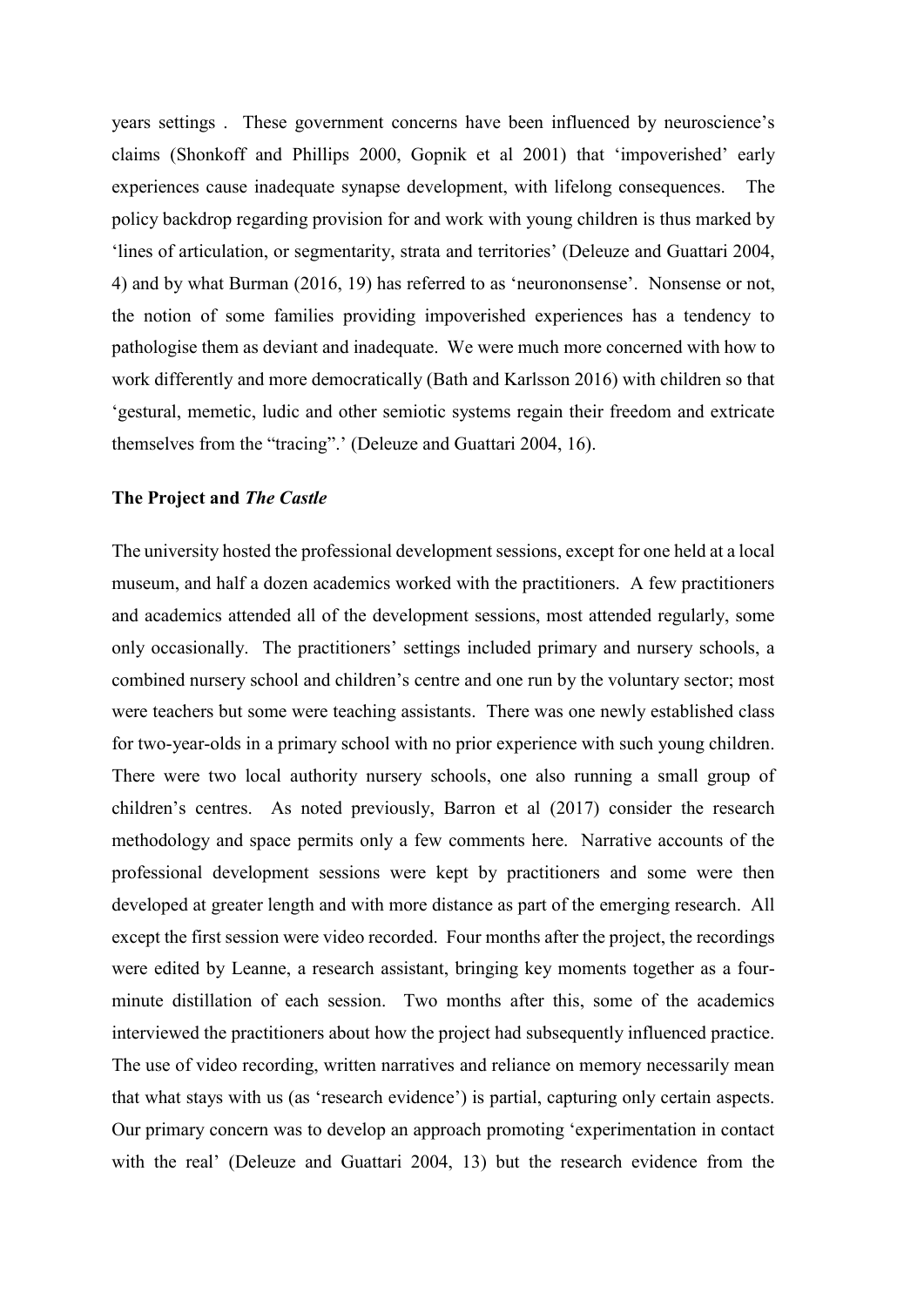years settings . These government concerns have been influenced by neuroscience's claims (Shonkoff and Phillips 2000, Gopnik et al 2001) that 'impoverished' early experiences cause inadequate synapse development, with lifelong consequences. The policy backdrop regarding provision for and work with young children is thus marked by 'lines of articulation, or segmentarity, strata and territories' (Deleuze and Guattari 2004, 4) and by what Burman (2016, 19) has referred to as 'neurononsense'. Nonsense or not, the notion of some families providing impoverished experiences has a tendency to pathologise them as deviant and inadequate. We were much more concerned with how to work differently and more democratically (Bath and Karlsson 2016) with children so that 'gestural, memetic, ludic and other semiotic systems regain their freedom and extricate themselves from the "tracing".' (Deleuze and Guattari 2004, 16).

### The Project and *The Castle*

The university hosted the professional development sessions, except for one held at a local museum, and half a dozen academics worked with the practitioners. A few practitioners and academics attended all of the development sessions, most attended regularly, some only occasionally. The practitioners' settings included primary and nursery schools, a combined nursery school and children's centre and one run by the voluntary sector; most were teachers but some were teaching assistants. There was one newly established class for two-year-olds in a primary school with no prior experience with such young children. There were two local authority nursery schools, one also running a small group of children's centres. As noted previously, Barron et al (2017) consider the research methodology and space permits only a few comments here. Narrative accounts of the professional development sessions were kept by practitioners and some were then developed at greater length and with more distance as part of the emerging research. All except the first session were video recorded. Four months after the project, the recordings were edited by Leanne, a research assistant, bringing key moments together as a four-minute distillation of each session. Two months after this, some of the academics interviewed the practitioners about how the project had subsequently influenced practice. The use of video recording, written narratives and reliance on memory necessarily mean that what stays with us (as 'research evidence') is partial, capturing only certain aspects. Our primary concern was to develop an approach promoting 'experimentation in contact with the real' (Deleuze and Guattari 2004, 13) but the research evidence from the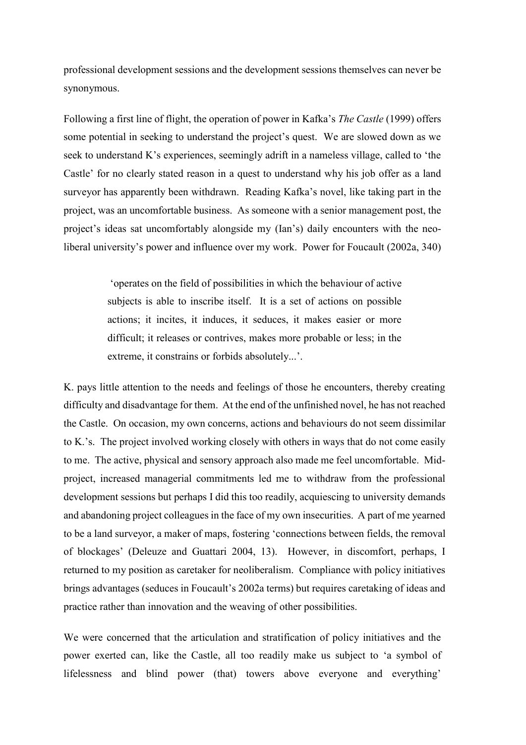professional development sessions and the development sessions themselves can never be synonymous.

Following a first line of flight, the operation of power in Kafka's *The Castle* (1999) offers some potential in seeking to understand the project's quest. We are slowed down as we seek to understand K's experiences, seemingly adrift in a nameless village, called to 'the Castle' for no clearly stated reason in a quest to understand why his job offer as a land surveyor has apparently been withdrawn. Reading Kafka's novel, like taking part in the project, was an uncomfortable business. As someone with a senior management post, the project's ideas sat uncomfortably alongside my (Ian's) daily encounters with the neo-liberal university's power and influence over my work. Power for Foucault (2002a, 340)

> 'operates on the field of possibilities in which the behaviour of active subjects is able to inscribe itself. It is a set of actions on possible actions; it incites, it induces, it seduces, it makes easier or more difficult; it releases or contrives, makes more probable or less; in the extreme, it constrains or forbids absolutely...'.

K. pays little attention to the needs and feelings of those he encounters, thereby creating difficulty and disadvantage for them. At the end of the unfinished novel, he has not reached the Castle. On occasion, my own concerns, actions and behaviours do not seem dissimilar to K.'s. The project involved working closely with others in ways that do not come easily to me. The active, physical and sensory approach also made me feel uncomfortable. Mid-project, increased managerial commitments led me to withdraw from the professional development sessions but perhaps I did this too readily, acquiescing to university demands and abandoning project colleagues in the face of my own insecurities. A part of me yearned to be a land surveyor, a maker of maps, fostering 'connections between fields, the removal of blockages' (Deleuze and Guattari 2004, 13). However, in discomfort, perhaps, I returned to my position as caretaker for neoliberalism. Compliance with policy initiatives brings advantages (seduces in Foucault's 2002a terms) but requires caretaking of ideas and practice rather than innovation and the weaving of other possibilities.

We were concerned that the articulation and stratification of policy initiatives and the power exerted can, like the Castle, all too readily make us subject to 'a symbol of lifelessness and blind power (that) towers above everyone and everything'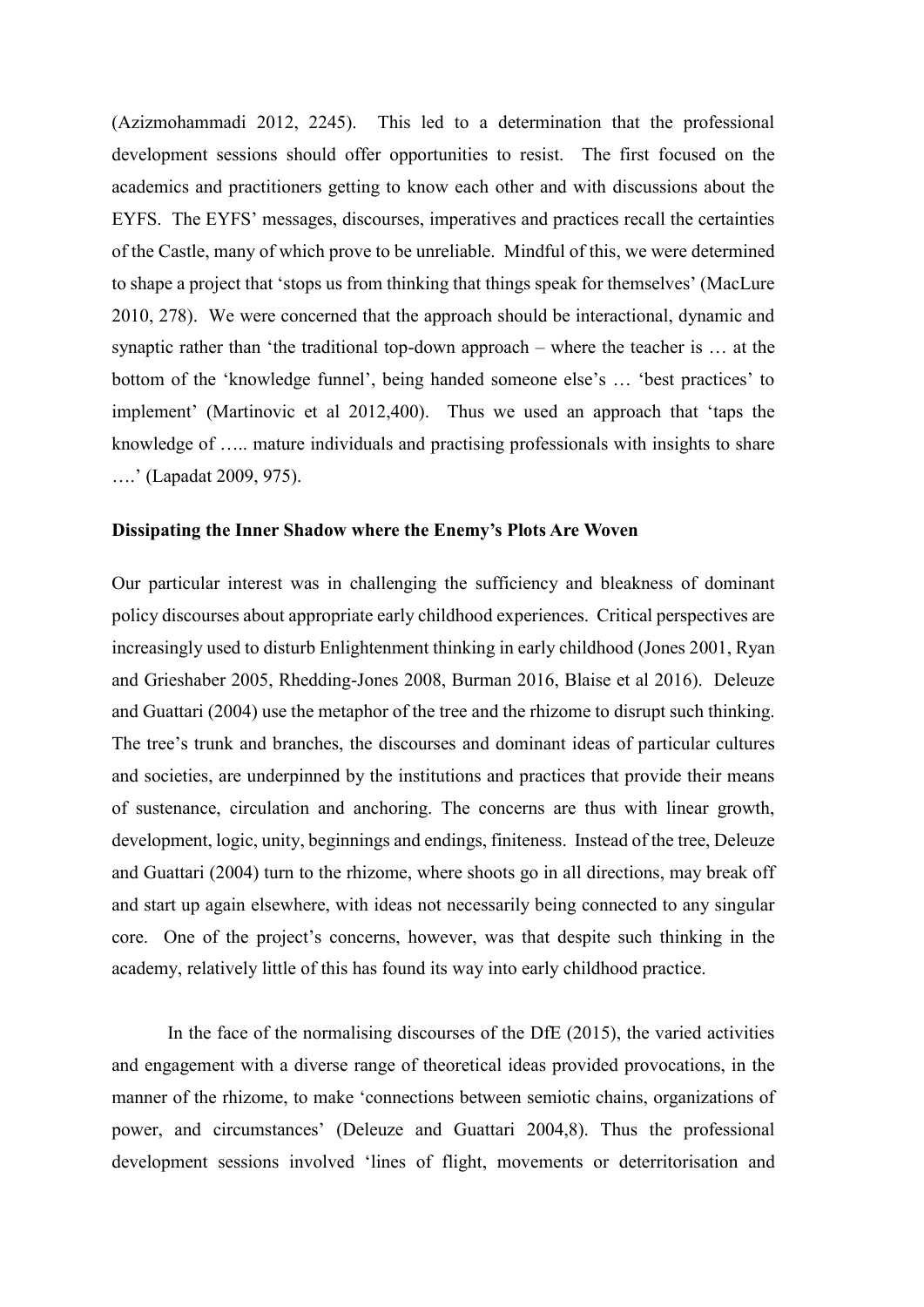(Azizmohammadi 2012, 2245). This led to a determination that the professional development sessions should offer opportunities to resist. The first focused on the academics and practitioners getting to know each other and with discussions about the EYFS. The EYFS' messages, discourses, imperatives and practices recall the certainties of the Castle, many of which prove to be unreliable. Mindful of this, we were determined to shape a project that 'stops us from thinking that things speak for themselves' (MacLure 2010, 278). We were concerned that the approach should be interactional, dynamic and synaptic rather than 'the traditional top-down approach – where the teacher is … at the bottom of the 'knowledge funnel', being handed someone else's … 'best practices' to implement' (Martinovic et al 2012,400). Thus we used an approach that 'taps the knowledge of ….. mature individuals and practising professionals with insights to share ….' (Lapadat 2009, 975).

**Dissipating the Inner Shadow where the Enemy's Plots Are Woven**

Our particular interest was in challenging the sufficiency and bleakness of dominant policy discourses about appropriate early childhood experiences. Critical perspectives are increasingly used to disturb Enlightenment thinking in early childhood (Jones 2001, Ryan and Grieshaber 2005, Rhedding-Jones 2008, Burman 2016, Blaise et al 2016). Deleuze and Guattari (2004) use the metaphor of the tree and the rhizome to disrupt such thinking. The tree's trunk and branches, the discourses and dominant ideas of particular cultures and societies, are underpinned by the institutions and practices that provide their means of sustenance, circulation and anchoring. The concerns are thus with linear growth, development, logic, unity, beginnings and endings, finiteness. Instead of the tree, Deleuze and Guattari (2004) turn to the rhizome, where shoots go in all directions, may break off and start up again elsewhere, with ideas not necessarily being connected to any singular core. One of the project's concerns, however, was that despite such thinking in the academy, relatively little of this has found its way into early childhood practice.

In the face of the normalising discourses of the DfE (2015), the varied activities and engagement with a diverse range of theoretical ideas provided provocations, in the manner of the rhizome, to make 'connections between semiotic chains, organizations of power, and circumstances' (Deleuze and Guattari 2004,8). Thus the professional development sessions involved 'lines of flight, movements or deterritorisation and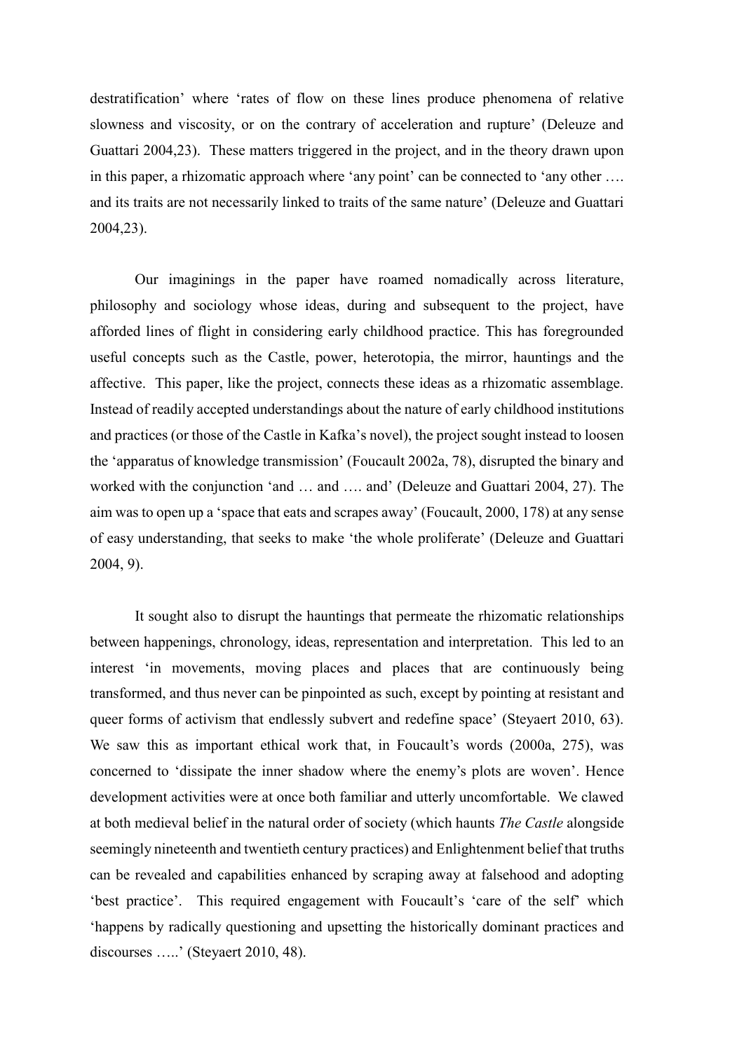destratification' where 'rates of flow on these lines produce phenomena of relative slowness and viscosity, or on the contrary of acceleration and rupture' (Deleuze and Guattari 2004,23). These matters triggered in the project, and in the theory drawn upon in this paper, a rhizomatic approach where 'any point' can be connected to 'any other …. and its traits are not necessarily linked to traits of the same nature' (Deleuze and Guattari 2004,23).

Our imaginings in the paper have roamed nomadically across literature, philosophy and sociology whose ideas, during and subsequent to the project, have afforded lines of flight in considering early childhood practice. This has foregrounded useful concepts such as the Castle, power, heterotopia, the mirror, hauntings and the affective. This paper, like the project, connects these ideas as a rhizomatic assemblage. Instead of readily accepted understandings about the nature of early childhood institutions and practices (or those of the Castle in Kafka's novel), the project sought instead to loosen the 'apparatus of knowledge transmission' (Foucault 2002a, 78), disrupted the binary and worked with the conjunction 'and … and …. and' (Deleuze and Guattari 2004, 27). The aim was to open up a 'space that eats and scrapes away' (Foucault, 2000, 178) at any sense of easy understanding, that seeks to make 'the whole proliferate' (Deleuze and Guattari 2004, 9).

It sought also to disrupt the hauntings that permeate the rhizomatic relationships between happenings, chronology, ideas, representation and interpretation. This led to an interest 'in movements, moving places and places that are continuously being transformed, and thus never can be pinpointed as such, except by pointing at resistant and queer forms of activism that endlessly subvert and redefine space' (Steyaert 2010, 63). We saw this as important ethical work that, in Foucault's words (2000a, 275), was concerned to 'dissipate the inner shadow where the enemy's plots are woven'. Hence development activities were at once both familiar and utterly uncomfortable. We clawed at both medieval belief in the natural order of society (which haunts *The Castle* alongside seemingly nineteenth and twentieth century practices) and Enlightenment belief that truths can be revealed and capabilities enhanced by scraping away at falsehood and adopting 'best practice'. This required engagement with Foucault's 'care of the self' which 'happens by radically questioning and upsetting the historically dominant practices and discourses …..' (Steyaert 2010, 48).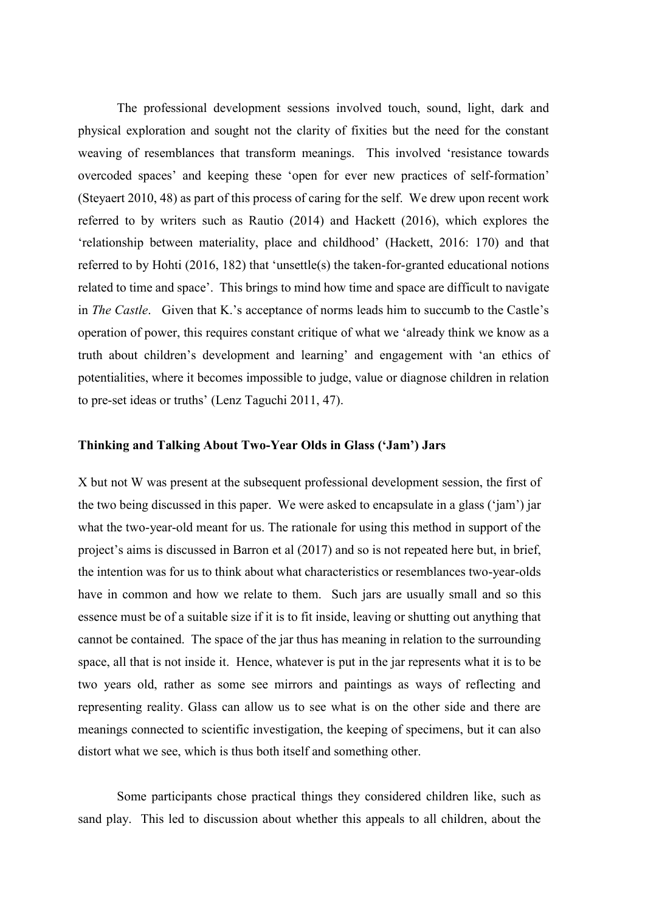The professional development sessions involved touch, sound, light, dark and physical exploration and sought not the clarity of fixities but the need for the constant weaving of resemblances that transform meanings. This involved 'resistance towards overcoded spaces' and keeping these 'open for ever new practices of self-formation' (Steyaert 2010, 48) as part of this process of caring for the self. We drew upon recent work referred to by writers such as Rautio (2014) and Hackett (2016), which explores the 'relationship between materiality, place and childhood' (Hackett, 2016: 170) and that referred to by Hohti (2016, 182) that 'unsettle(s) the taken-for-granted educational notions related to time and space'. This brings to mind how time and space are difficult to navigate in *The Castle*. Given that K.'s acceptance of norms leads him to succumb to the Castle's operation of power, this requires constant critique of what we 'already think we know as a truth about children's development and learning' and engagement with 'an ethics of potentialities, where it becomes impossible to judge, value or diagnose children in relation to pre-set ideas or truths' (Lenz Taguchi 2011, 47).

**Thinking and Talking About Two-Year Olds in Glass ('Jam') Jars**

X but not W was present at the subsequent professional development session, the first of the two being discussed in this paper. We were asked to encapsulate in a glass ('jam') jar what the two-year-old meant for us. The rationale for using this method in support of the project's aims is discussed in Barron et al (2017) and so is not repeated here but, in brief, the intention was for us to think about what characteristics or resemblances two-year-olds have in common and how we relate to them. Such jars are usually small and so this essence must be of a suitable size if it is to fit inside, leaving or shutting out anything that cannot be contained. The space of the jar thus has meaning in relation to the surrounding space, all that is not inside it. Hence, whatever is put in the jar represents what it is to be two years old, rather as some see mirrors and paintings as ways of reflecting and representing reality. Glass can allow us to see what is on the other side and there are meanings connected to scientific investigation, the keeping of specimens, but it can also distort what we see, which is thus both itself and something other.

Some participants chose practical things they considered children like, such as sand play. This led to discussion about whether this appeals to all children, about the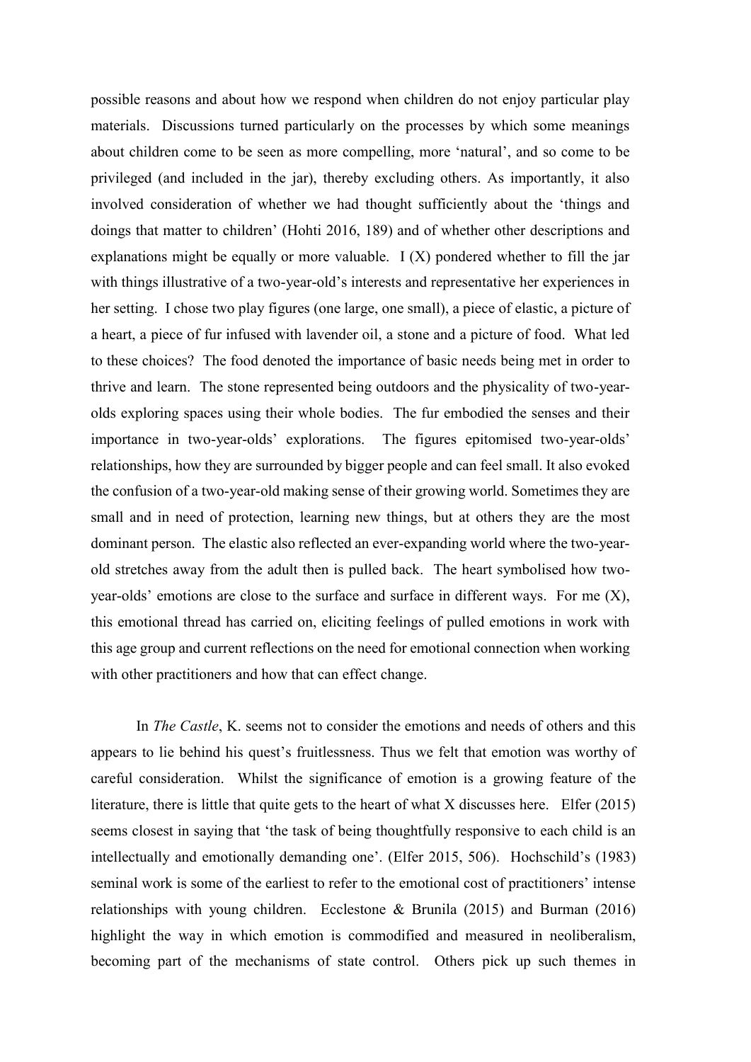possible reasons and about how we respond when children do not enjoy particular play materials. Discussions turned particularly on the processes by which some meanings about children come to be seen as more compelling, more 'natural', and so come to be privileged (and included in the jar), thereby excluding others. As importantly, it also involved consideration of whether we had thought sufficiently about the 'things and doings that matter to children' (Hohti 2016, 189) and of whether other descriptions and explanations might be equally or more valuable. I (X) pondered whether to fill the jar with things illustrative of a two-year-old's interests and representative her experiences in her setting. I chose two play figures (one large, one small), a piece of elastic, a picture of a heart, a piece of fur infused with lavender oil, a stone and a picture of food. What led to these choices? The food denoted the importance of basic needs being met in order to thrive and learn. The stone represented being outdoors and the physicality of two-year-olds exploring spaces using their whole bodies. The fur embodied the senses and their importance in two-year-olds' explorations. The figures epitomised two-year-olds' relationships, how they are surrounded by bigger people and can feel small. It also evoked the confusion of a two-year-old making sense of their growing world. Sometimes they are small and in need of protection, learning new things, but at others they are the most dominant person. The elastic also reflected an ever-expanding world where the two-year-old stretches away from the adult then is pulled back. The heart symbolised how two-year-olds' emotions are close to the surface and surface in different ways. For me (X), this emotional thread has carried on, eliciting feelings of pulled emotions in work with this age group and current reflections on the need for emotional connection when working with other practitioners and how that can effect change.

In *The Castle*, K. seems not to consider the emotions and needs of others and this appears to lie behind his quest's fruitlessness. Thus we felt that emotion was worthy of careful consideration. Whilst the significance of emotion is a growing feature of the literature, there is little that quite gets to the heart of what X discusses here. Elfer (2015) seems closest in saying that 'the task of being thoughtfully responsive to each child is an intellectually and emotionally demanding one'. (Elfer 2015, 506). Hochschild's (1983) seminal work is some of the earliest to refer to the emotional cost of practitioners' intense relationships with young children. Ecclestone & Brunila (2015) and Burman (2016) highlight the way in which emotion is commodified and measured in neoliberalism, becoming part of the mechanisms of state control. Others pick up such themes in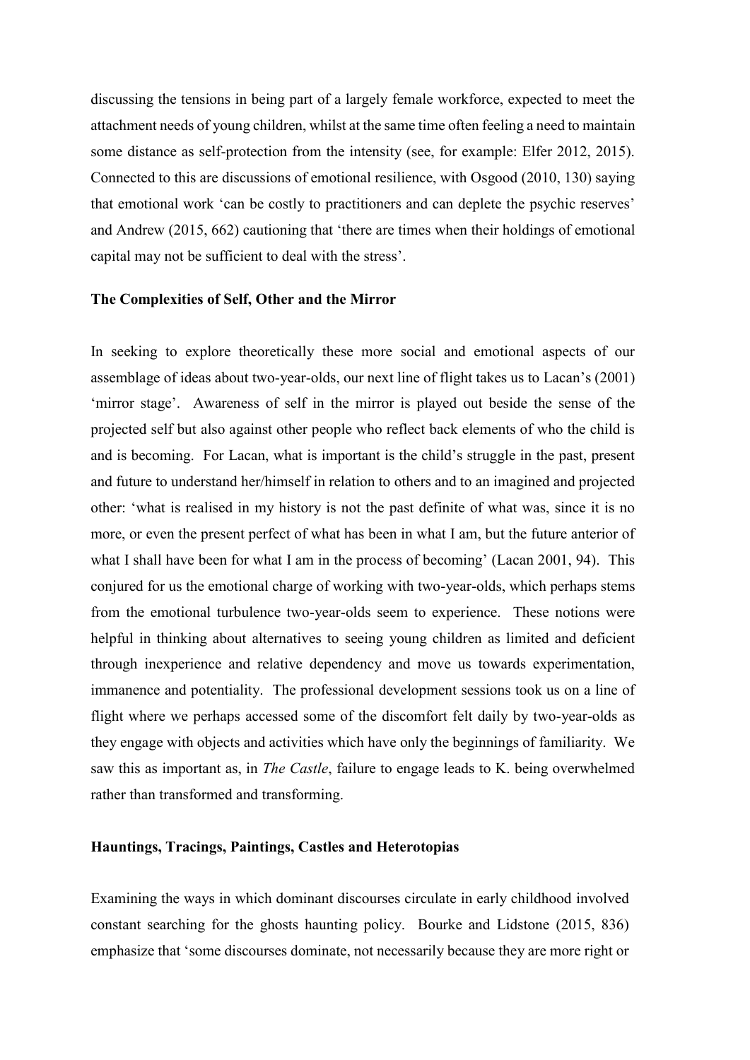discussing the tensions in being part of a largely female workforce, expected to meet the attachment needs of young children, whilst at the same time often feeling a need to maintain some distance as self-protection from the intensity (see, for example: Elfer 2012, 2015). Connected to this are discussions of emotional resilience, with Osgood (2010, 130) saying that emotional work 'can be costly to practitioners and can deplete the psychic reserves' and Andrew (2015, 662) cautioning that 'there are times when their holdings of emotional capital may not be sufficient to deal with the stress'.

**The Complexities of Self, Other and the Mirror**

In seeking to explore theoretically these more social and emotional aspects of our assemblage of ideas about two-year-olds, our next line of flight takes us to Lacan's (2001) 'mirror stage'. Awareness of self in the mirror is played out beside the sense of the projected self but also against other people who reflect back elements of who the child is and is becoming. For Lacan, what is important is the child's struggle in the past, present and future to understand her/himself in relation to others and to an imagined and projected other: 'what is realised in my history is not the past definite of what was, since it is no more, or even the present perfect of what has been in what I am, but the future anterior of what I shall have been for what I am in the process of becoming' (Lacan 2001, 94). This conjured for us the emotional charge of working with two-year-olds, which perhaps stems from the emotional turbulence two-year-olds seem to experience. These notions were helpful in thinking about alternatives to seeing young children as limited and deficient through inexperience and relative dependency and move us towards experimentation, immanence and potentiality. The professional development sessions took us on a line of flight where we perhaps accessed some of the discomfort felt daily by two-year-olds as they engage with objects and activities which have only the beginnings of familiarity. We saw this as important as, in *The Castle*, failure to engage leads to K. being overwhelmed rather than transformed and transforming.

**Hauntings, Tracings, Paintings, Castles and Heterotopias**

Examining the ways in which dominant discourses circulate in early childhood involved constant searching for the ghosts haunting policy. Bourke and Lidstone (2015, 836) emphasize that 'some discourses dominate, not necessarily because they are more right or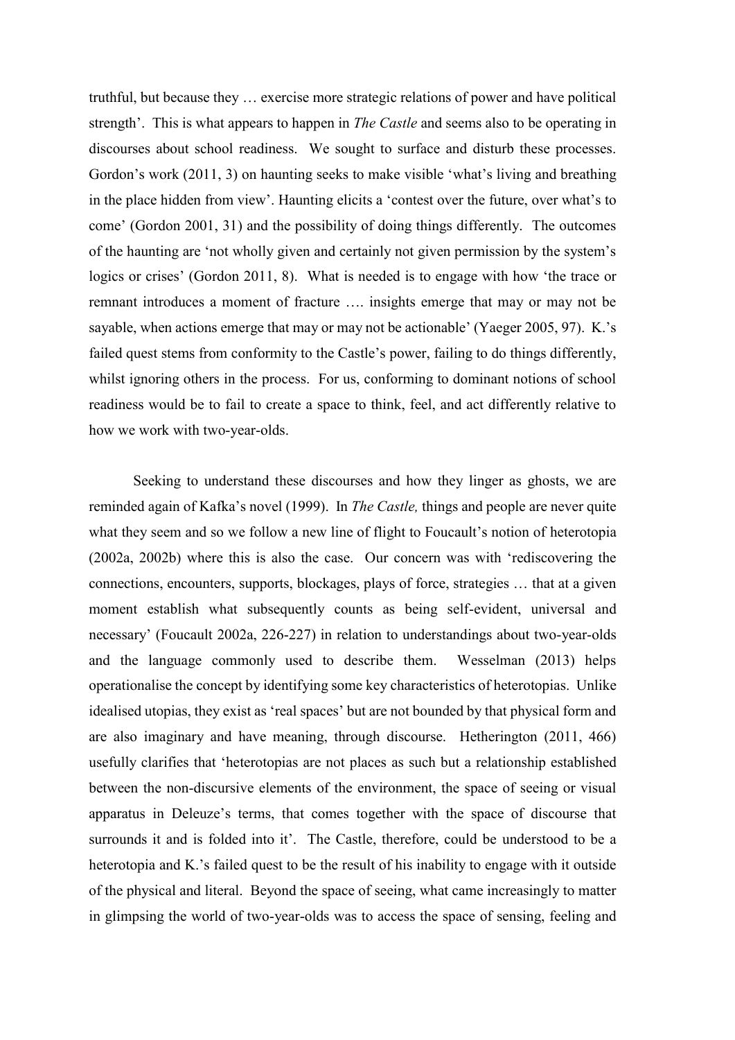truthful, but because they … exercise more strategic relations of power and have political strength'. This is what appears to happen in *The Castle* and seems also to be operating in discourses about school readiness. We sought to surface and disturb these processes. Gordon's work (2011, 3) on haunting seeks to make visible 'what's living and breathing in the place hidden from view'. Haunting elicits a 'contest over the future, over what's to come' (Gordon 2001, 31) and the possibility of doing things differently. The outcomes of the haunting are 'not wholly given and certainly not given permission by the system's logics or crises' (Gordon 2011, 8). What is needed is to engage with how 'the trace or remnant introduces a moment of fracture …. insights emerge that may or may not be sayable, when actions emerge that may or may not be actionable' (Yaeger 2005, 97). K.'s failed quest stems from conformity to the Castle's power, failing to do things differently, whilst ignoring others in the process. For us, conforming to dominant notions of school readiness would be to fail to create a space to think, feel, and act differently relative to how we work with two-year-olds.

Seeking to understand these discourses and how they linger as ghosts, we are reminded again of Kafka's novel (1999). In *The Castle,* things and people are never quite what they seem and so we follow a new line of flight to Foucault's notion of heterotopia (2002a, 2002b) where this is also the case. Our concern was with 'rediscovering the connections, encounters, supports, blockages, plays of force, strategies … that at a given moment establish what subsequently counts as being self-evident, universal and necessary' (Foucault 2002a, 226-227) in relation to understandings about two-year-olds and the language commonly used to describe them. Wesselman (2013) helps operationalise the concept by identifying some key characteristics of heterotopias. Unlike idealised utopias, they exist as 'real spaces' but are not bounded by that physical form and are also imaginary and have meaning, through discourse. Hetherington (2011, 466) usefully clarifies that 'heterotopias are not places as such but a relationship established between the non-discursive elements of the environment, the space of seeing or visual apparatus in Deleuze's terms, that comes together with the space of discourse that surrounds it and is folded into it'. The Castle, therefore, could be understood to be a heterotopia and K.'s failed quest to be the result of his inability to engage with it outside of the physical and literal. Beyond the space of seeing, what came increasingly to matter in glimpsing the world of two-year-olds was to access the space of sensing, feeling and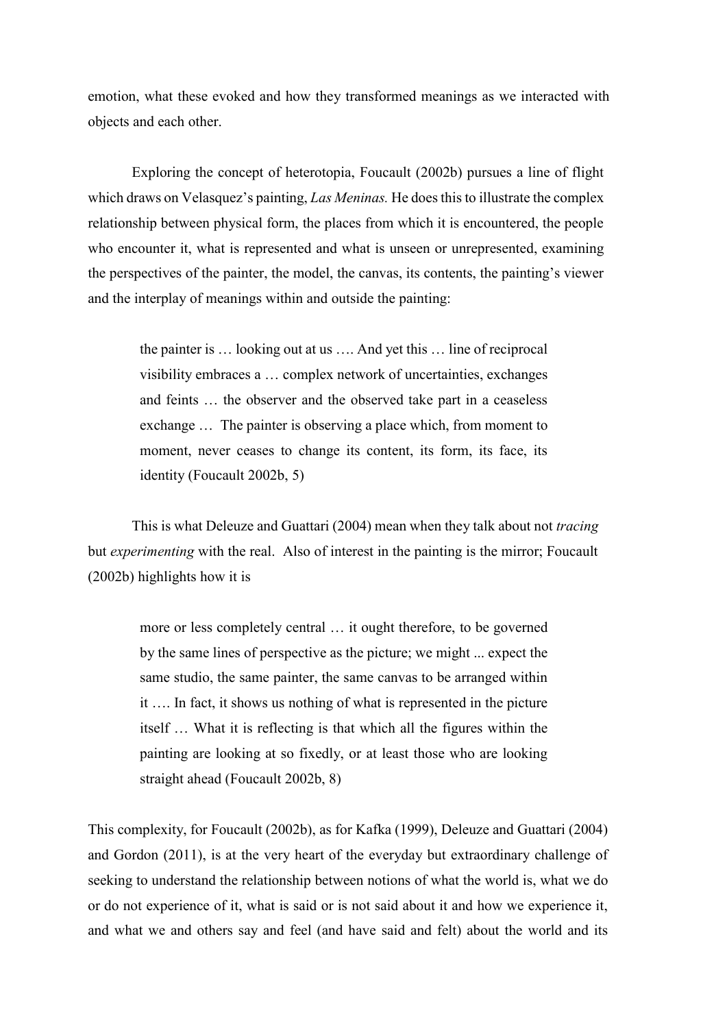emotion, what these evoked and how they transformed meanings as we interacted with objects and each other.

Exploring the concept of heterotopia, Foucault (2002b) pursues a line of flight which draws on Velasquez's painting, *Las Meninas.* He does this to illustrate the complex relationship between physical form, the places from which it is encountered, the people who encounter it, what is represented and what is unseen or unrepresented, examining the perspectives of the painter, the model, the canvas, its contents, the painting's viewer and the interplay of meanings within and outside the painting:

> the painter is … looking out at us …. And yet this … line of reciprocal visibility embraces a … complex network of uncertainties, exchanges and feints … the observer and the observed take part in a ceaseless exchange … The painter is observing a place which, from moment to moment, never ceases to change its content, its form, its face, its identity (Foucault 2002b, 5)

This is what Deleuze and Guattari (2004) mean when they talk about not *tracing* but *experimenting* with the real. Also of interest in the painting is the mirror; Foucault (2002b) highlights how it is

> more or less completely central … it ought therefore, to be governed by the same lines of perspective as the picture; we might ... expect the same studio, the same painter, the same canvas to be arranged within it …. In fact, it shows us nothing of what is represented in the picture itself … What it is reflecting is that which all the figures within the painting are looking at so fixedly, or at least those who are looking straight ahead (Foucault 2002b, 8)

This complexity, for Foucault (2002b), as for Kafka (1999), Deleuze and Guattari (2004) and Gordon (2011), is at the very heart of the everyday but extraordinary challenge of seeking to understand the relationship between notions of what the world is, what we do or do not experience of it, what is said or is not said about it and how we experience it, and what we and others say and feel (and have said and felt) about the world and its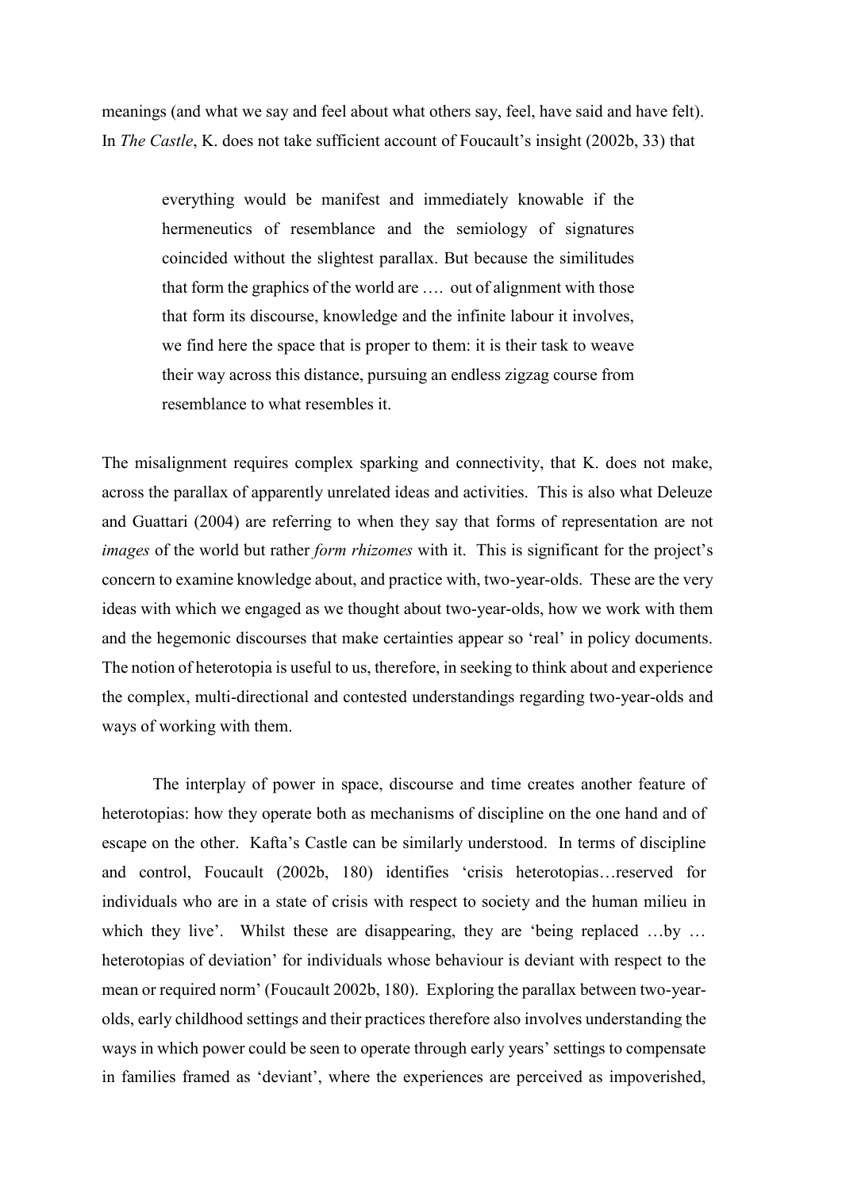meanings (and what we say and feel about what others say, feel, have said and have felt). In *The Castle*, K. does not take sufficient account of Foucault's insight (2002b, 33) that

> everything would be manifest and immediately knowable if the hermeneutics of resemblance and the semiology of signatures coincided without the slightest parallax. But because the similitudes that form the graphics of the world are …. out of alignment with those that form its discourse, knowledge and the infinite labour it involves, we find here the space that is proper to them: it is their task to weave their way across this distance, pursuing an endless zigzag course from resemblance to what resembles it.

The misalignment requires complex sparking and connectivity, that K. does not make, across the parallax of apparently unrelated ideas and activities. This is also what Deleuze and Guattari (2004) are referring to when they say that forms of representation are not *images* of the world but rather *form rhizomes* with it. This is significant for the project's concern to examine knowledge about, and practice with, two-year-olds. These are the very ideas with which we engaged as we thought about two-year-olds, how we work with them and the hegemonic discourses that make certainties appear so 'real' in policy documents. The notion of heterotopia is useful to us, therefore, in seeking to think about and experience the complex, multi-directional and contested understandings regarding two-year-olds and ways of working with them.

The interplay of power in space, discourse and time creates another feature of heterotopias: how they operate both as mechanisms of discipline on the one hand and of escape on the other. Kafta's Castle can be similarly understood. In terms of discipline and control, Foucault (2002b, 180) identifies 'crisis heterotopias…reserved for individuals who are in a state of crisis with respect to society and the human milieu in which they live'. Whilst these are disappearing, they are 'being replaced …by … heterotopias of deviation' for individuals whose behaviour is deviant with respect to the mean or required norm' (Foucault 2002b, 180). Exploring the parallax between two-year-olds, early childhood settings and their practices therefore also involves understanding the ways in which power could be seen to operate through early years' settings to compensate in families framed as 'deviant', where the experiences are perceived as impoverished,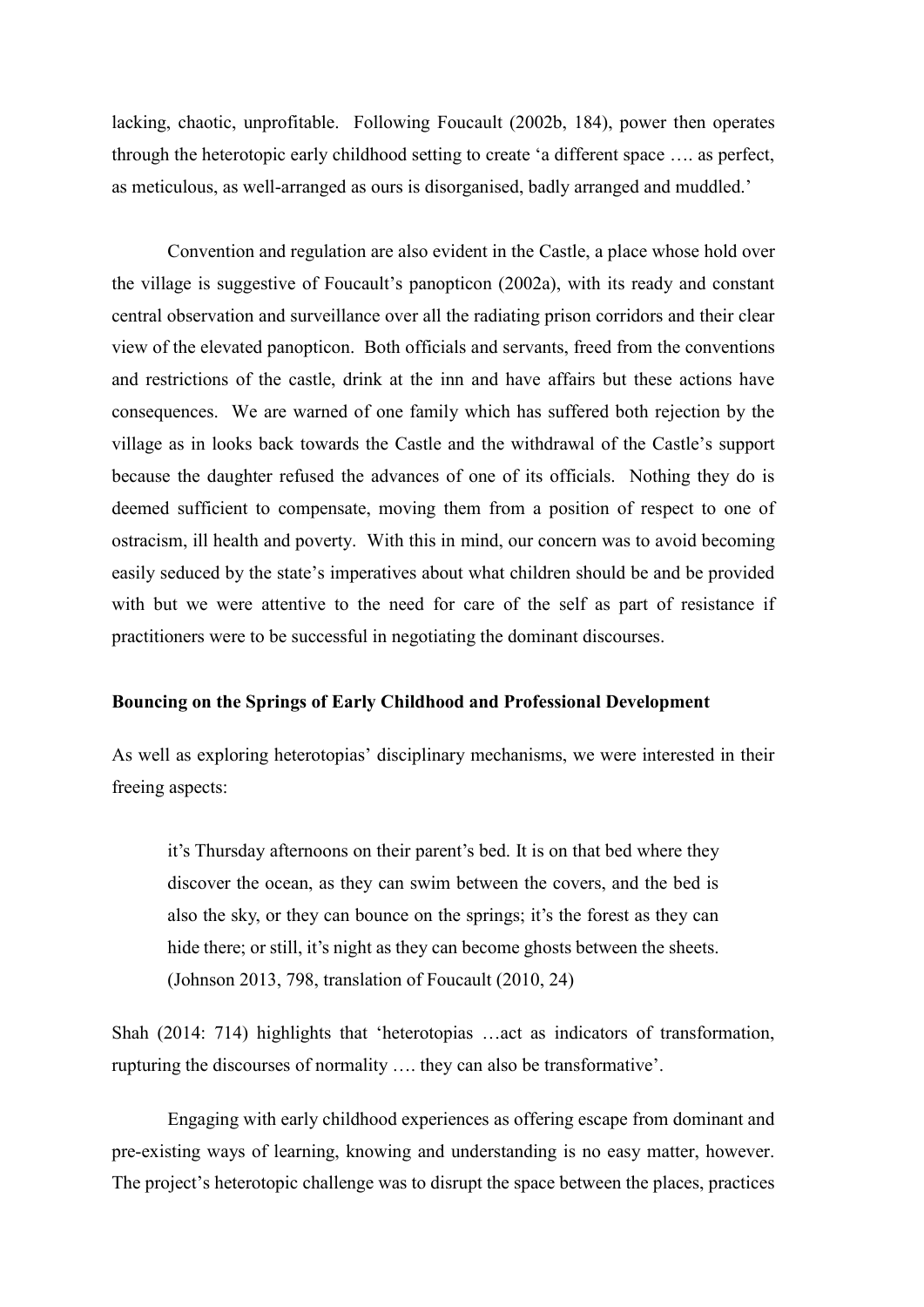lacking, chaotic, unprofitable. Following Foucault (2002b, 184), power then operates through the heterotopic early childhood setting to create 'a different space …. as perfect, as meticulous, as well-arranged as ours is disorganised, badly arranged and muddled.'

Convention and regulation are also evident in the Castle, a place whose hold over the village is suggestive of Foucault's panopticon (2002a), with its ready and constant central observation and surveillance over all the radiating prison corridors and their clear view of the elevated panopticon. Both officials and servants, freed from the conventions and restrictions of the castle, drink at the inn and have affairs but these actions have consequences. We are warned of one family which has suffered both rejection by the village as in looks back towards the Castle and the withdrawal of the Castle's support because the daughter refused the advances of one of its officials. Nothing they do is deemed sufficient to compensate, moving them from a position of respect to one of ostracism, ill health and poverty. With this in mind, our concern was to avoid becoming easily seduced by the state's imperatives about what children should be and be provided with but we were attentive to the need for care of the self as part of resistance if practitioners were to be successful in negotiating the dominant discourses.

**Bouncing on the Springs of Early Childhood and Professional Development**

As well as exploring heterotopias' disciplinary mechanisms, we were interested in their freeing aspects:

> it's Thursday afternoons on their parent's bed. It is on that bed where they discover the ocean, as they can swim between the covers, and the bed is also the sky, or they can bounce on the springs; it's the forest as they can hide there; or still, it's night as they can become ghosts between the sheets. (Johnson 2013, 798, translation of Foucault (2010, 24)

Shah (2014: 714) highlights that 'heterotopias …act as indicators of transformation, rupturing the discourses of normality …. they can also be transformative'.

Engaging with early childhood experiences as offering escape from dominant and pre-existing ways of learning, knowing and understanding is no easy matter, however. The project's heterotopic challenge was to disrupt the space between the places, practices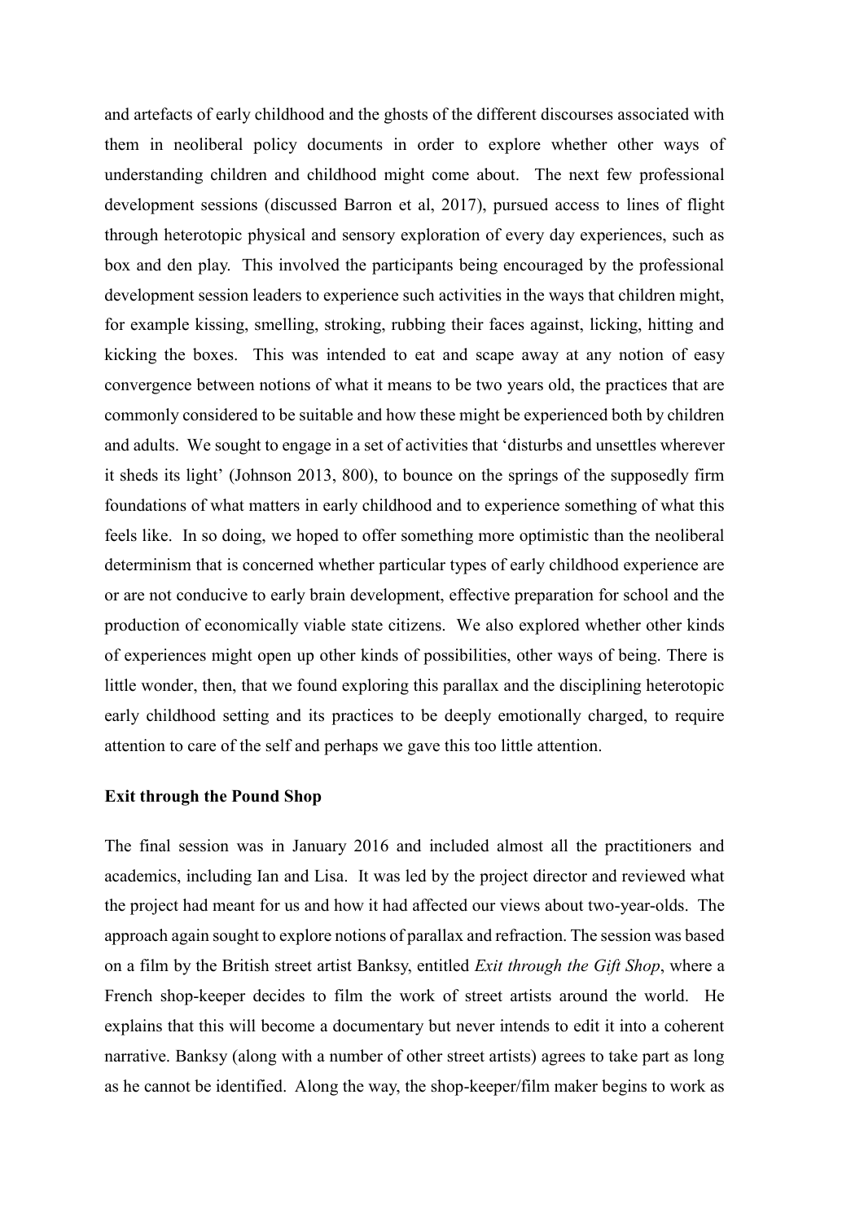and artefacts of early childhood and the ghosts of the different discourses associated with them in neoliberal policy documents in order to explore whether other ways of understanding children and childhood might come about. The next few professional development sessions (discussed Barron et al, 2017), pursued access to lines of flight through heterotopic physical and sensory exploration of every day experiences, such as box and den play. This involved the participants being encouraged by the professional development session leaders to experience such activities in the ways that children might, for example kissing, smelling, stroking, rubbing their faces against, licking, hitting and kicking the boxes. This was intended to eat and scape away at any notion of easy convergence between notions of what it means to be two years old, the practices that are commonly considered to be suitable and how these might be experienced both by children and adults. We sought to engage in a set of activities that 'disturbs and unsettles wherever it sheds its light' (Johnson 2013, 800), to bounce on the springs of the supposedly firm foundations of what matters in early childhood and to experience something of what this feels like. In so doing, we hoped to offer something more optimistic than the neoliberal determinism that is concerned whether particular types of early childhood experience are or are not conducive to early brain development, effective preparation for school and the production of economically viable state citizens. We also explored whether other kinds of experiences might open up other kinds of possibilities, other ways of being. There is little wonder, then, that we found exploring this parallax and the disciplining heterotopic early childhood setting and its practices to be deeply emotionally charged, to require attention to care of the self and perhaps we gave this too little attention.

**Exit through the Pound Shop**

The final session was in January 2016 and included almost all the practitioners and academics, including Ian and Lisa. It was led by the project director and reviewed what the project had meant for us and how it had affected our views about two-year-olds. The approach again sought to explore notions of parallax and refraction. The session was based on a film by the British street artist Banksy, entitled *Exit through the Gift Shop*, where a French shop-keeper decides to film the work of street artists around the world. He explains that this will become a documentary but never intends to edit it into a coherent narrative. Banksy (along with a number of other street artists) agrees to take part as long as he cannot be identified. Along the way, the shop-keeper/film maker begins to work as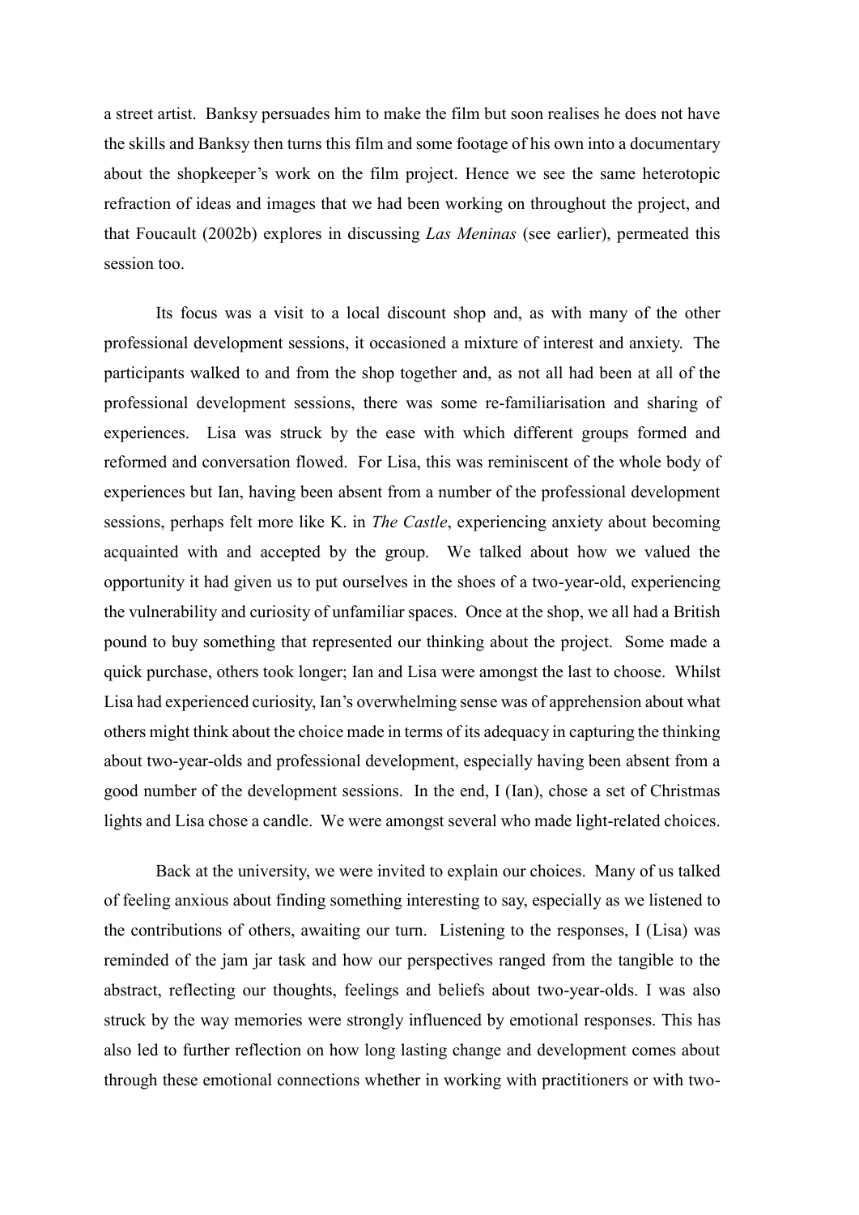a street artist. Banksy persuades him to make the film but soon realises he does not have the skills and Banksy then turns this film and some footage of his own into a documentary about the shopkeeper's work on the film project. Hence we see the same heterotopic refraction of ideas and images that we had been working on throughout the project, and that Foucault (2002b) explores in discussing *Las Meninas* (see earlier), permeated this session too.

Its focus was a visit to a local discount shop and, as with many of the other professional development sessions, it occasioned a mixture of interest and anxiety. The participants walked to and from the shop together and, as not all had been at all of the professional development sessions, there was some re-familiarisation and sharing of experiences. Lisa was struck by the ease with which different groups formed and reformed and conversation flowed. For Lisa, this was reminiscent of the whole body of experiences but Ian, having been absent from a number of the professional development sessions, perhaps felt more like K. in *The Castle*, experiencing anxiety about becoming acquainted with and accepted by the group. We talked about how we valued the opportunity it had given us to put ourselves in the shoes of a two-year-old, experiencing the vulnerability and curiosity of unfamiliar spaces. Once at the shop, we all had a British pound to buy something that represented our thinking about the project. Some made a quick purchase, others took longer; Ian and Lisa were amongst the last to choose. Whilst Lisa had experienced curiosity, Ian's overwhelming sense was of apprehension about what others might think about the choice made in terms of its adequacy in capturing the thinking about two-year-olds and professional development, especially having been absent from a good number of the development sessions. In the end, I (Ian), chose a set of Christmas lights and Lisa chose a candle. We were amongst several who made light-related choices.

Back at the university, we were invited to explain our choices. Many of us talked of feeling anxious about finding something interesting to say, especially as we listened to the contributions of others, awaiting our turn. Listening to the responses, I (Lisa) was reminded of the jam jar task and how our perspectives ranged from the tangible to the abstract, reflecting our thoughts, feelings and beliefs about two-year-olds. I was also struck by the way memories were strongly influenced by emotional responses. This has also led to further reflection on how long lasting change and development comes about through these emotional connections whether in working with practitioners or with two-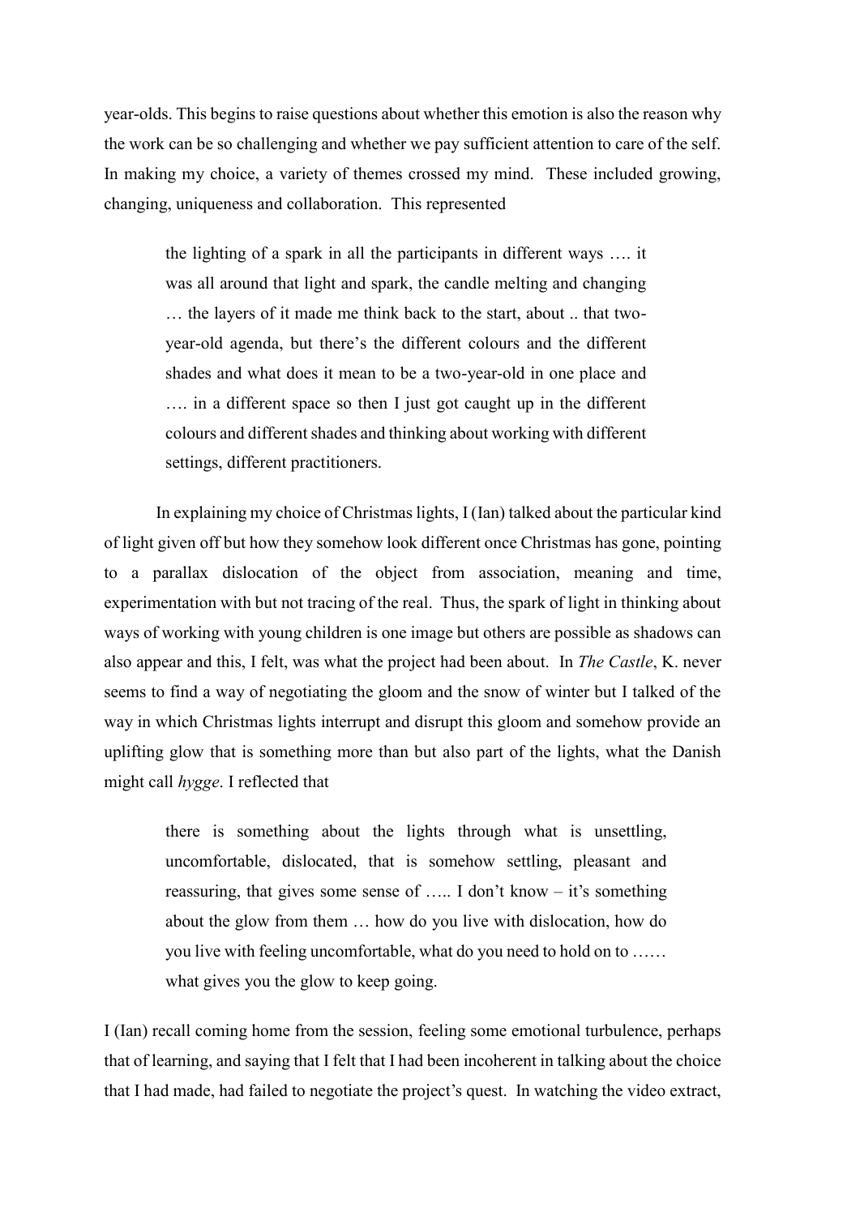year-olds. This begins to raise questions about whether this emotion is also the reason why the work can be so challenging and whether we pay sufficient attention to care of the self. In making my choice, a variety of themes crossed my mind. These included growing, changing, uniqueness and collaboration. This represented

> the lighting of a spark in all the participants in different ways …. it was all around that light and spark, the candle melting and changing … the layers of it made me think back to the start, about .. that two-year-old agenda, but there's the different colours and the different shades and what does it mean to be a two-year-old in one place and …. in a different space so then I just got caught up in the different colours and different shades and thinking about working with different settings, different practitioners.

In explaining my choice of Christmas lights, I (Ian) talked about the particular kind of light given off but how they somehow look different once Christmas has gone, pointing to a parallax dislocation of the object from association, meaning and time, experimentation with but not tracing of the real. Thus, the spark of light in thinking about ways of working with young children is one image but others are possible as shadows can also appear and this, I felt, was what the project had been about. In *The Castle*, K. never seems to find a way of negotiating the gloom and the snow of winter but I talked of the way in which Christmas lights interrupt and disrupt this gloom and somehow provide an uplifting glow that is something more than but also part of the lights, what the Danish might call *hygge*. I reflected that

> there is something about the lights through what is unsettling, uncomfortable, dislocated, that is somehow settling, pleasant and reassuring, that gives some sense of ….. I don't know – it's something about the glow from them … how do you live with dislocation, how do you live with feeling uncomfortable, what do you need to hold on to …… what gives you the glow to keep going.

I (Ian) recall coming home from the session, feeling some emotional turbulence, perhaps that of learning, and saying that I felt that I had been incoherent in talking about the choice that I had made, had failed to negotiate the project's quest. In watching the video extract,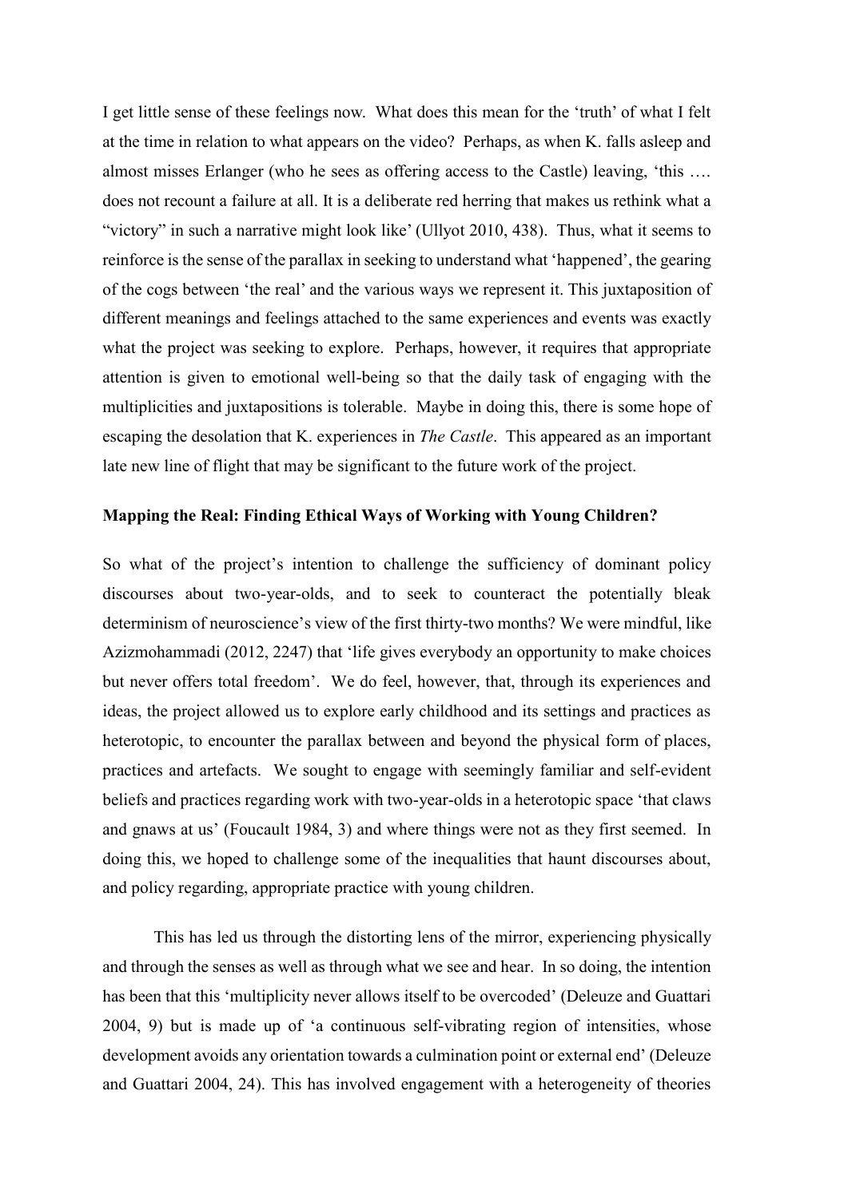I get little sense of these feelings now. What does this mean for the 'truth' of what I felt at the time in relation to what appears on the video? Perhaps, as when K. falls asleep and almost misses Erlanger (who he sees as offering access to the Castle) leaving, 'this …. does not recount a failure at all. It is a deliberate red herring that makes us rethink what a "victory" in such a narrative might look like' (Ullyot 2010, 438). Thus, what it seems to reinforce is the sense of the parallax in seeking to understand what 'happened', the gearing of the cogs between 'the real' and the various ways we represent it. This juxtaposition of different meanings and feelings attached to the same experiences and events was exactly what the project was seeking to explore. Perhaps, however, it requires that appropriate attention is given to emotional well-being so that the daily task of engaging with the multiplicities and juxtapositions is tolerable. Maybe in doing this, there is some hope of escaping the desolation that K. experiences in *The Castle*. This appeared as an important late new line of flight that may be significant to the future work of the project.

**Mapping the Real: Finding Ethical Ways of Working with Young Children?**

So what of the project's intention to challenge the sufficiency of dominant policy discourses about two-year-olds, and to seek to counteract the potentially bleak determinism of neuroscience's view of the first thirty-two months? We were mindful, like Azizmohammadi (2012, 2247) that 'life gives everybody an opportunity to make choices but never offers total freedom'. We do feel, however, that, through its experiences and ideas, the project allowed us to explore early childhood and its settings and practices as heterotopic, to encounter the parallax between and beyond the physical form of places, practices and artefacts. We sought to engage with seemingly familiar and self-evident beliefs and practices regarding work with two-year-olds in a heterotopic space 'that claws and gnaws at us' (Foucault 1984, 3) and where things were not as they first seemed. In doing this, we hoped to challenge some of the inequalities that haunt discourses about, and policy regarding, appropriate practice with young children.

This has led us through the distorting lens of the mirror, experiencing physically and through the senses as well as through what we see and hear. In so doing, the intention has been that this 'multiplicity never allows itself to be overcoded' (Deleuze and Guattari 2004, 9) but is made up of 'a continuous self-vibrating region of intensities, whose development avoids any orientation towards a culmination point or external end' (Deleuze and Guattari 2004, 24). This has involved engagement with a heterogeneity of theories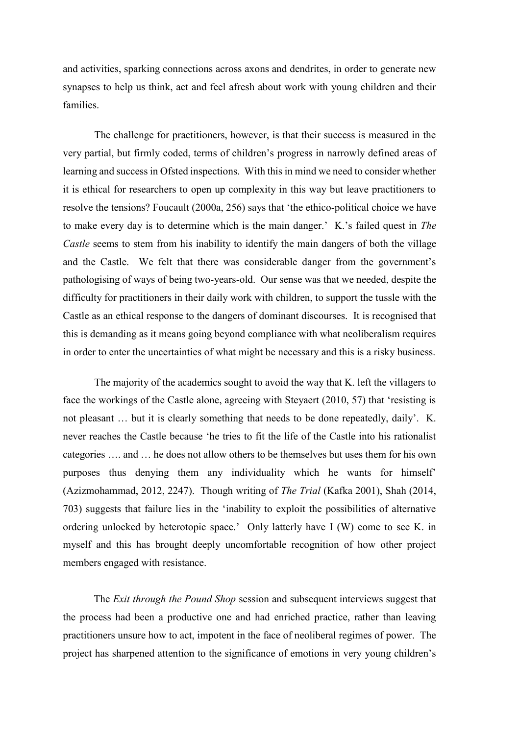and activities, sparking connections across axons and dendrites, in order to generate new synapses to help us think, act and feel afresh about work with young children and their families.

The challenge for practitioners, however, is that their success is measured in the very partial, but firmly coded, terms of children's progress in narrowly defined areas of learning and success in Ofsted inspections. With this in mind we need to consider whether it is ethical for researchers to open up complexity in this way but leave practitioners to resolve the tensions? Foucault (2000a, 256) says that 'the ethico-political choice we have to make every day is to determine which is the main danger.' K.'s failed quest in *The Castle* seems to stem from his inability to identify the main dangers of both the village and the Castle. We felt that there was considerable danger from the government's pathologising of ways of being two-years-old. Our sense was that we needed, despite the difficulty for practitioners in their daily work with children, to support the tussle with the Castle as an ethical response to the dangers of dominant discourses. It is recognised that this is demanding as it means going beyond compliance with what neoliberalism requires in order to enter the uncertainties of what might be necessary and this is a risky business.

The majority of the academics sought to avoid the way that K. left the villagers to face the workings of the Castle alone, agreeing with Steyaert (2010, 57) that 'resisting is not pleasant … but it is clearly something that needs to be done repeatedly, daily'. K. never reaches the Castle because 'he tries to fit the life of the Castle into his rationalist categories …. and … he does not allow others to be themselves but uses them for his own purposes thus denying them any individuality which he wants for himself' (Azizmohammad, 2012, 2247). Though writing of *The Trial* (Kafka 2001), Shah (2014, 703) suggests that failure lies in the 'inability to exploit the possibilities of alternative ordering unlocked by heterotopic space.' Only latterly have I (W) come to see K. in myself and this has brought deeply uncomfortable recognition of how other project members engaged with resistance.

The *Exit through the Pound Shop* session and subsequent interviews suggest that the process had been a productive one and had enriched practice, rather than leaving practitioners unsure how to act, impotent in the face of neoliberal regimes of power. The project has sharpened attention to the significance of emotions in very young children's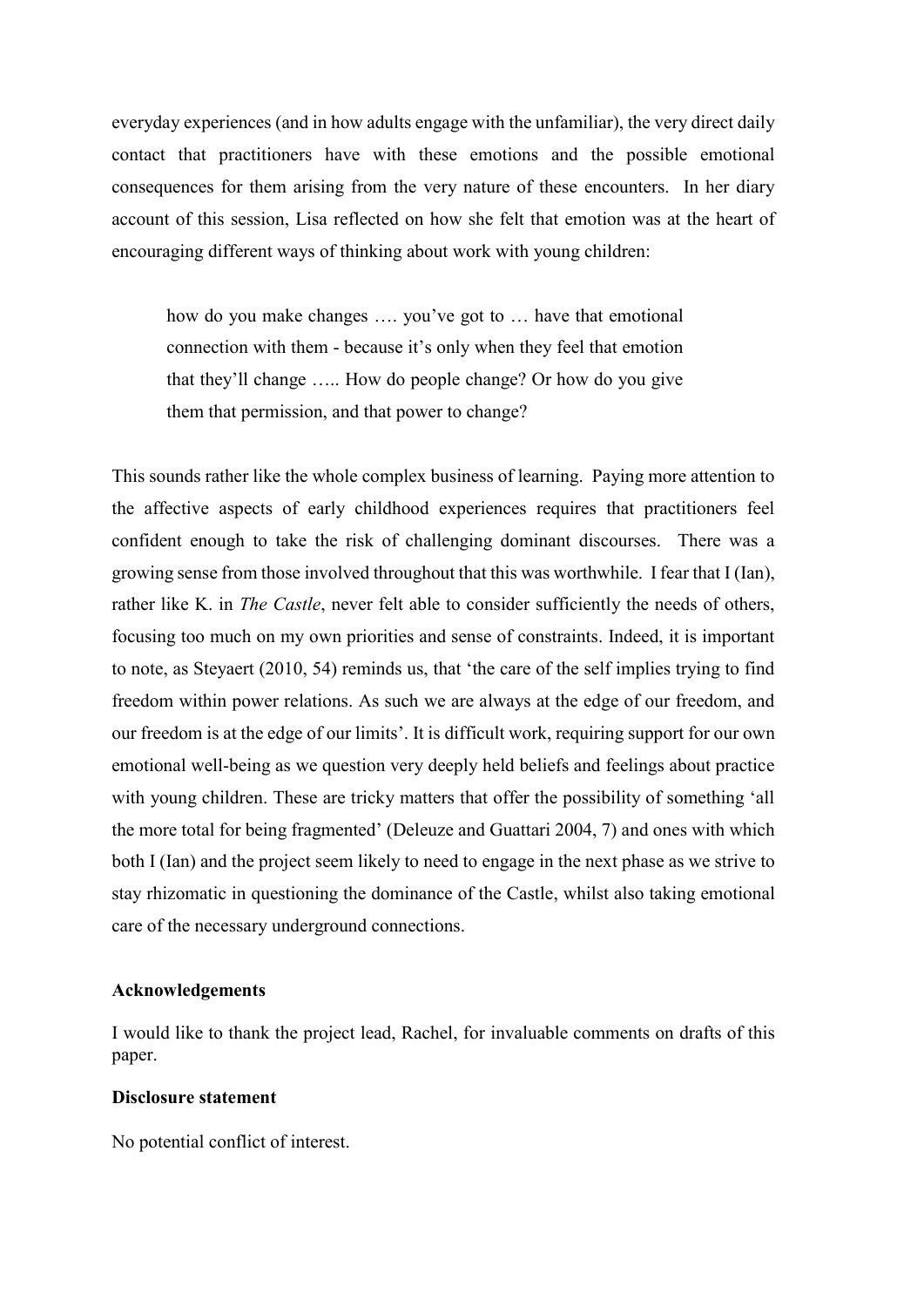everyday experiences (and in how adults engage with the unfamiliar), the very direct daily contact that practitioners have with these emotions and the possible emotional consequences for them arising from the very nature of these encounters. In her diary account of this session, Lisa reflected on how she felt that emotion was at the heart of encouraging different ways of thinking about work with young children:

> how do you make changes …. you've got to … have that emotional connection with them - because it's only when they feel that emotion that they'll change ….. How do people change? Or how do you give them that permission, and that power to change?

This sounds rather like the whole complex business of learning. Paying more attention to the affective aspects of early childhood experiences requires that practitioners feel confident enough to take the risk of challenging dominant discourses. There was a growing sense from those involved throughout that this was worthwhile. I fear that I (Ian), rather like K. in *The Castle*, never felt able to consider sufficiently the needs of others, focusing too much on my own priorities and sense of constraints. Indeed, it is important to note, as Steyaert (2010, 54) reminds us, that 'the care of the self implies trying to find freedom within power relations. As such we are always at the edge of our freedom, and our freedom is at the edge of our limits'. It is difficult work, requiring support for our own emotional well-being as we question very deeply held beliefs and feelings about practice with young children. These are tricky matters that offer the possibility of something 'all the more total for being fragmented' (Deleuze and Guattari 2004, 7) and ones with which both I (Ian) and the project seem likely to need to engage in the next phase as we strive to stay rhizomatic in questioning the dominance of the Castle, whilst also taking emotional care of the necessary underground connections.

**Acknowledgements**

I would like to thank the project lead, Rachel, for invaluable comments on drafts of this paper.

**Disclosure statement**

No potential conflict of interest.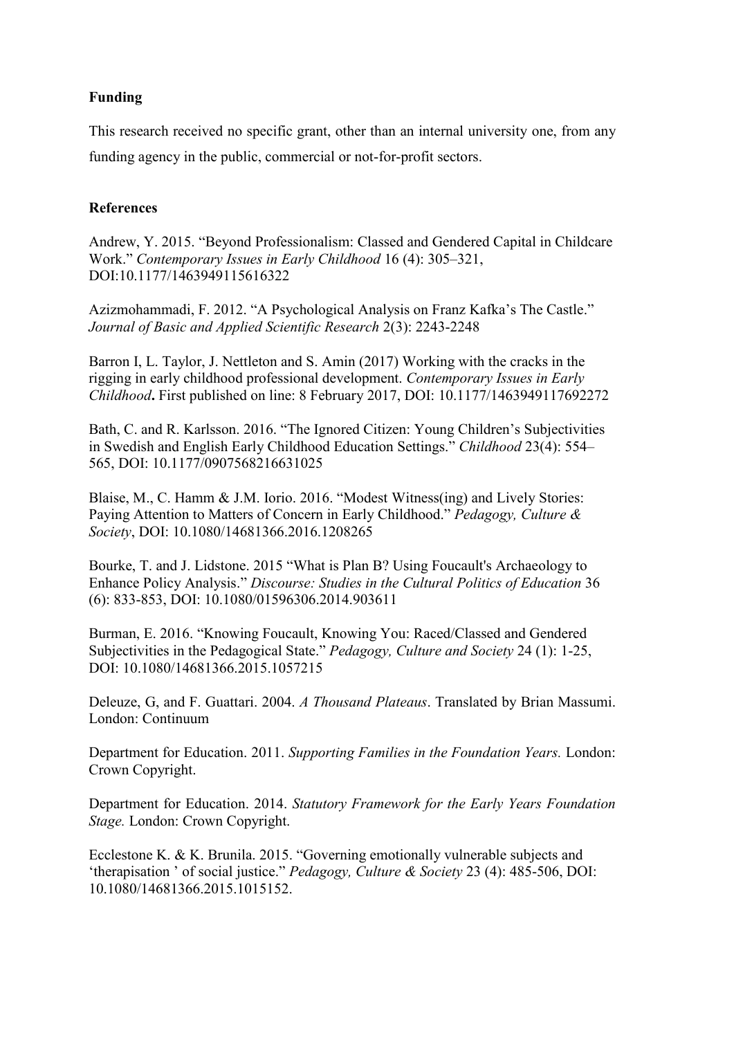**Funding**

This research received no specific grant, other than an internal university one, from any funding agency in the public, commercial or not-for-profit sectors.

**References**

Andrew, Y. 2015. "Beyond Professionalism: Classed and Gendered Capital in Childcare Work." *Contemporary Issues in Early Childhood* 16 (4): 305–321, DOI:10.1177/1463949115616322

Azizmohammadi, F. 2012. "A Psychological Analysis on Franz Kafka's The Castle." *Journal of Basic and Applied Scientific Research* 2(3): 2243-2248

Barron I, L. Taylor, J. Nettleton and S. Amin (2017) Working with the cracks in the rigging in early childhood professional development. *Contemporary Issues in Early Childhood***.** First published on line: 8 February 2017, DOI: 10.1177/1463949117692272

Bath, C. and R. Karlsson. 2016. "The Ignored Citizen: Young Children's Subjectivities in Swedish and English Early Childhood Education Settings." *Childhood* 23(4): 554–565, DOI: 10.1177/0907568216631025

Blaise, M., C. Hamm & J.M. Iorio. 2016. "Modest Witness(ing) and Lively Stories: Paying Attention to Matters of Concern in Early Childhood." *Pedagogy, Culture & Society*, DOI: 10.1080/14681366.2016.1208265

Bourke, T. and J. Lidstone. 2015 "What is Plan B? Using Foucault's Archaeology to Enhance Policy Analysis." *Discourse: Studies in the Cultural Politics of Education* 36 (6): 833-853, DOI: 10.1080/01596306.2014.903611

Burman, E. 2016. "Knowing Foucault, Knowing You: Raced/Classed and Gendered Subjectivities in the Pedagogical State." *Pedagogy, Culture and Society* 24 (1): 1-25, DOI: 10.1080/14681366.2015.1057215

Deleuze, G, and F. Guattari. 2004. *A Thousand Plateaus*. Translated by Brian Massumi. London: Continuum

Department for Education. 2011. *Supporting Families in the Foundation Years.* London: Crown Copyright.

Department for Education. 2014. *Statutory Framework for the Early Years Foundation Stage.* London: Crown Copyright.

Ecclestone K. & K. Brunila. 2015. "Governing emotionally vulnerable subjects and 'therapisation ' of social justice." *Pedagogy, Culture & Society* 23 (4): 485-506, DOI: 10.1080/14681366.2015.1015152.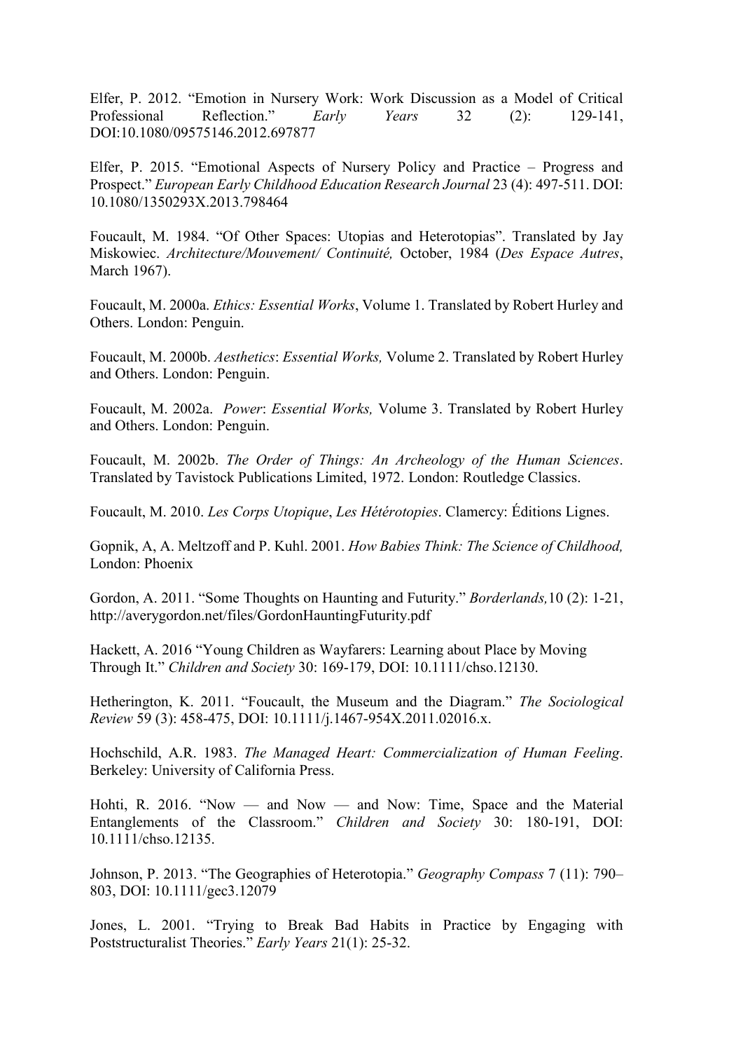Elfer, P. 2012. “Emotion in Nursery Work: Work Discussion as a Model of Critical Professional Reflection.” *Early Years* 32 (2): 129-141, DOI:10.1080/09575146.2012.697877

Elfer, P. 2015. “Emotional Aspects of Nursery Policy and Practice – Progress and Prospect.” *European Early Childhood Education Research Journal* 23 (4): 497-511. DOI: 10.1080/1350293X.2013.798464

Foucault, M. 1984. “Of Other Spaces: Utopias and Heterotopias”. Translated by Jay Miskowiec. *Architecture/Mouvement/ Continuité,* October, 1984 (*Des Espace Autres*, March 1967).

Foucault, M. 2000a. *Ethics: Essential Works*, Volume 1. Translated by Robert Hurley and Others. London: Penguin.

Foucault, M. 2000b. *Aesthetics*: *Essential Works,* Volume 2. Translated by Robert Hurley and Others. London: Penguin.

Foucault, M. 2002a. *Power*: *Essential Works,* Volume 3. Translated by Robert Hurley and Others. London: Penguin.

Foucault, M. 2002b. *The Order of Things: An Archeology of the Human Sciences*. Translated by Tavistock Publications Limited, 1972. London: Routledge Classics.

Foucault, M. 2010. *Les Corps Utopique*, *Les Hétérotopies*. Clamercy: Éditions Lignes.

Gopnik, A, A. Meltzoff and P. Kuhl. 2001. *How Babies Think: The Science of Childhood,* London: Phoenix

Gordon, A. 2011. “Some Thoughts on Haunting and Futurity.” *Borderlands,*10 (2): 1-21, http://averygordon.net/files/GordonHauntingFuturity.pdf

Hackett, A. 2016 “Young Children as Wayfarers: Learning about Place by Moving Through It.” *Children and Society* 30: 169-179, DOI: 10.1111/chso.12130.

Hetherington, K. 2011. “Foucault, the Museum and the Diagram.” *The Sociological Review* 59 (3): 458-475, DOI: 10.1111/j.1467-954X.2011.02016.x.

Hochschild, A.R. 1983. *The Managed Heart: Commercialization of Human Feeling*. Berkeley: University of California Press.

Hohti, R. 2016. “Now — and Now — and Now: Time, Space and the Material Entanglements of the Classroom.” *Children and Society* 30: 180-191, DOI: 10.1111/chso.12135.

Johnson, P. 2013. “The Geographies of Heterotopia.” *Geography Compass* 7 (11): 790–803, DOI: 10.1111/gec3.12079

Jones, L. 2001. “Trying to Break Bad Habits in Practice by Engaging with Poststructuralist Theories.” *Early Years* 21(1): 25-32.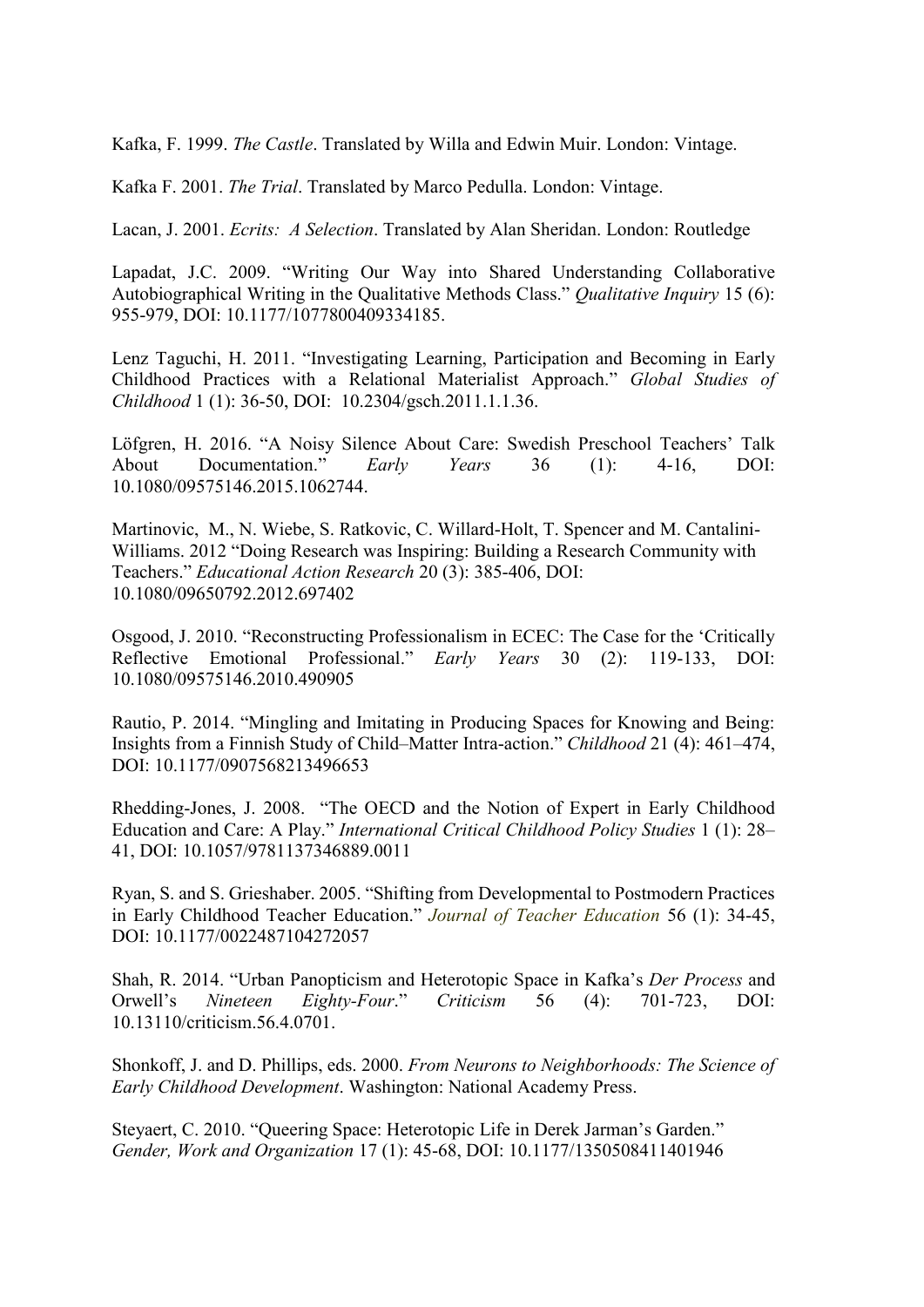Kafka, F. 1999. *The Castle*. Translated by Willa and Edwin Muir. London: Vintage.

Kafka F. 2001. *The Trial*. Translated by Marco Pedulla. London: Vintage.

Lacan, J. 2001. *Ecrits: A Selection*. Translated by Alan Sheridan. London: Routledge

Lapadat, J.C. 2009. "Writing Our Way into Shared Understanding Collaborative Autobiographical Writing in the Qualitative Methods Class." *Qualitative Inquiry* 15 (6): 955-979, DOI: 10.1177/1077800409334185.

Lenz Taguchi, H. 2011. "Investigating Learning, Participation and Becoming in Early Childhood Practices with a Relational Materialist Approach." *Global Studies of Childhood* 1 (1): 36-50, DOI: 10.2304/gsch.2011.1.1.36.

Löfgren, H. 2016. "A Noisy Silence About Care: Swedish Preschool Teachers' Talk About Documentation." *Early Years* 36 (1): 4-16, DOI: 10.1080/09575146.2015.1062744.

Martinovic, M., N. Wiebe, S. Ratkovic, C. Willard-Holt, T. Spencer and M. Cantalini-Williams. 2012 "Doing Research was Inspiring: Building a Research Community with Teachers." *Educational Action Research* 20 (3): 385-406, DOI: 10.1080/09650792.2012.697402

Osgood, J. 2010. "Reconstructing Professionalism in ECEC: The Case for the 'Critically Reflective Emotional Professional." *Early Years* 30 (2): 119-133, DOI: 10.1080/09575146.2010.490905

Rautio, P. 2014. "Mingling and Imitating in Producing Spaces for Knowing and Being: Insights from a Finnish Study of Child–Matter Intra-action." *Childhood* 21 (4): 461–474, DOI: 10.1177/0907568213496653

Rhedding-Jones, J. 2008. "The OECD and the Notion of Expert in Early Childhood Education and Care: A Play." *International Critical Childhood Policy Studies* 1 (1): 28–41, DOI: 10.1057/9781137346889.0011

Ryan, S. and S. Grieshaber. 2005. "Shifting from Developmental to Postmodern Practices in Early Childhood Teacher Education." *Journal of Teacher Education* 56 (1): 34-45, DOI: 10.1177/0022487104272057

Shah, R. 2014. "Urban Panopticism and Heterotopic Space in Kafka's *Der Process* and Orwell's *Nineteen Eighty-Four*." *Criticism* 56 (4): 701-723, DOI: 10.13110/criticism.56.4.0701.

Shonkoff, J. and D. Phillips, eds. 2000. *From Neurons to Neighborhoods: The Science of Early Childhood Development*. Washington: National Academy Press.

Steyaert, C. 2010. "Queering Space: Heterotopic Life in Derek Jarman's Garden." *Gender, Work and Organization* 17 (1): 45-68, DOI: 10.1177/1350508411401946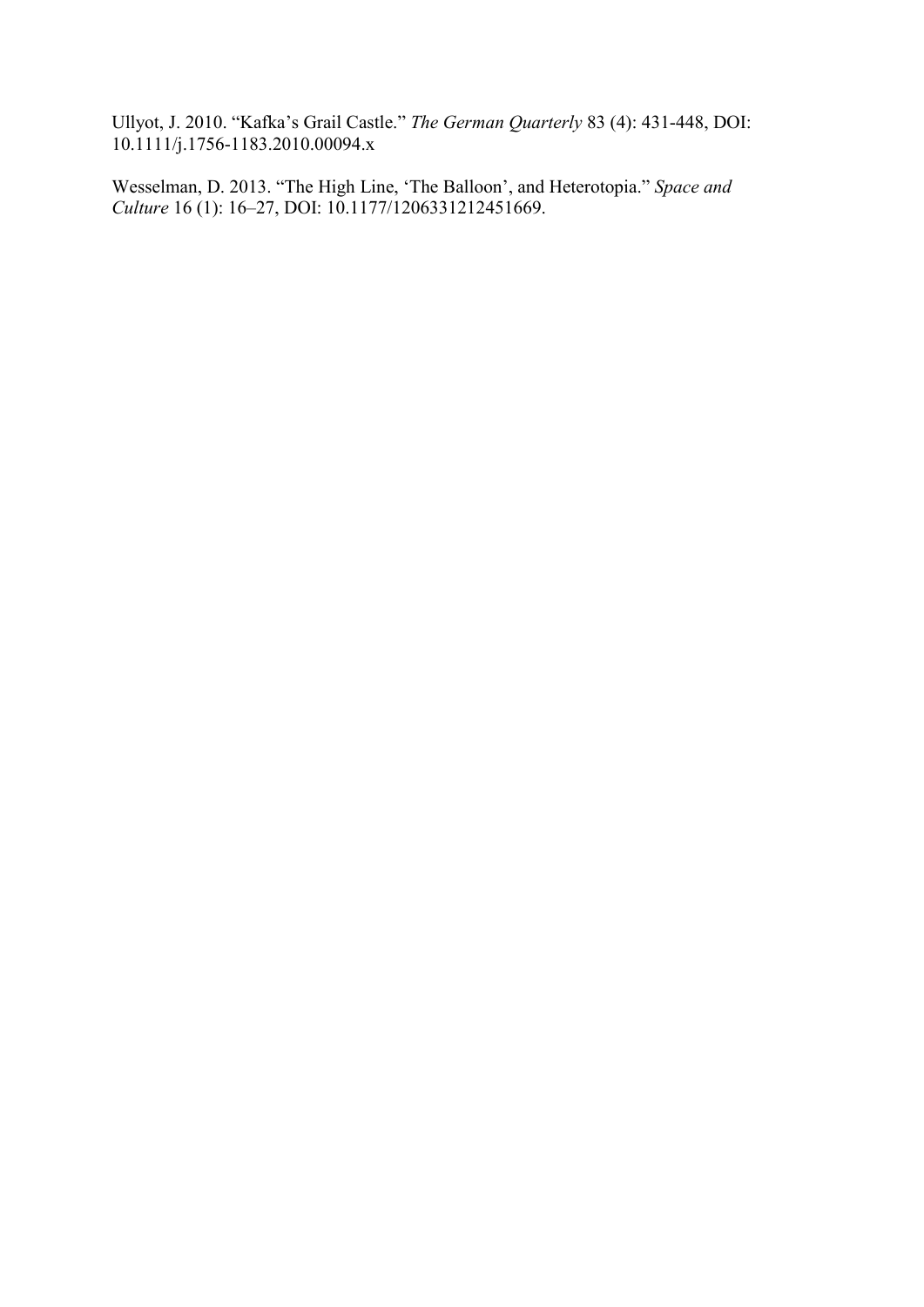Ullyot, J. 2010. "Kafka's Grail Castle." *The German Quarterly* 83 (4): 431-448, DOI: 10.1111/j.1756-1183.2010.00094.x

Wesselman, D. 2013. "The High Line, 'The Balloon', and Heterotopia." *Space and Culture* 16 (1): 16–27, DOI: 10.1177/1206331212451669.